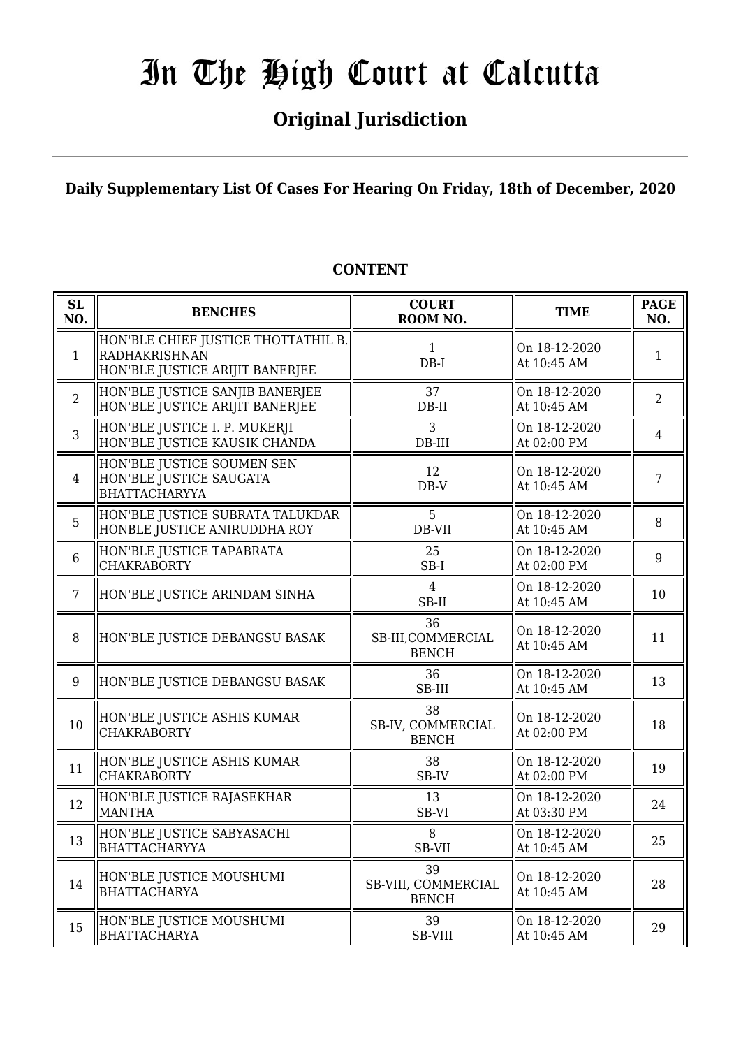# In The High Court at Calcutta

## Original Jurisdiction

**Daily Supplementary List Of Cases For Hearing On Friday, 18th of December, 2020**

**CONTENT**

| SL NO. | BENCHES | COURT ROOM NO. | TIME | PAGE NO. |
|---|---|---|---|---|
| 1 | HON'BLE CHIEF JUSTICE THOTTATHIL B. RADHAKRISHNAN<br>HON'BLE JUSTICE ARIJIT BANERJEE | 1<br>DB-I | On 18-12-2020<br>At 10:45 AM | 1 |
| 2 | HON'BLE JUSTICE SANJIB BANERJEE<br>HON'BLE JUSTICE ARIJIT BANERJEE | 37<br>DB-II | On 18-12-2020<br>At 10:45 AM | 2 |
| 3 | HON'BLE JUSTICE I. P. MUKERJI<br>HON'BLE JUSTICE KAUSIK CHANDA | 3<br>DB-III | On 18-12-2020<br>At 02:00 PM | 4 |
| 4 | HON'BLE JUSTICE SOUMEN SEN<br>HON'BLE JUSTICE SAUGATA BHATTACHARYYA | 12<br>DB-V | On 18-12-2020<br>At 10:45 AM | 7 |
| 5 | HON'BLE JUSTICE SUBRATA TALUKDAR<br>HONBLE JUSTICE ANIRUDDHA ROY | 5<br>DB-VII | On 18-12-2020<br>At 10:45 AM | 8 |
| 6 | HON'BLE JUSTICE TAPABRATA CHAKRABORTY | 25<br>SB-I | On 18-12-2020<br>At 02:00 PM | 9 |
| 7 | HON'BLE JUSTICE ARINDAM SINHA | 4<br>SB-II | On 18-12-2020<br>At 10:45 AM | 10 |
| 8 | HON'BLE JUSTICE DEBANGSU BASAK | 36<br>SB-III,COMMERCIAL BENCH | On 18-12-2020<br>At 10:45 AM | 11 |
| 9 | HON'BLE JUSTICE DEBANGSU BASAK | 36<br>SB-III | On 18-12-2020<br>At 10:45 AM | 13 |
| 10 | HON'BLE JUSTICE ASHIS KUMAR CHAKRABORTY | 38<br>SB-IV, COMMERCIAL BENCH | On 18-12-2020<br>At 02:00 PM | 18 |
| 11 | HON'BLE JUSTICE ASHIS KUMAR CHAKRABORTY | 38<br>SB-IV | On 18-12-2020<br>At 02:00 PM | 19 |
| 12 | HON'BLE JUSTICE RAJASEKHAR MANTHA | 13<br>SB-VI | On 18-12-2020<br>At 03:30 PM | 24 |
| 13 | HON'BLE JUSTICE SABYASACHI BHATTACHARYYA | 8<br>SB-VII | On 18-12-2020<br>At 10:45 AM | 25 |
| 14 | HON'BLE JUSTICE MOUSHUMI BHATTACHARYA | 39<br>SB-VIII, COMMERCIAL BENCH | On 18-12-2020<br>At 10:45 AM | 28 |
| 15 | HON'BLE JUSTICE MOUSHUMI BHATTACHARYA | 39<br>SB-VIII | On 18-12-2020<br>At 10:45 AM | 29 |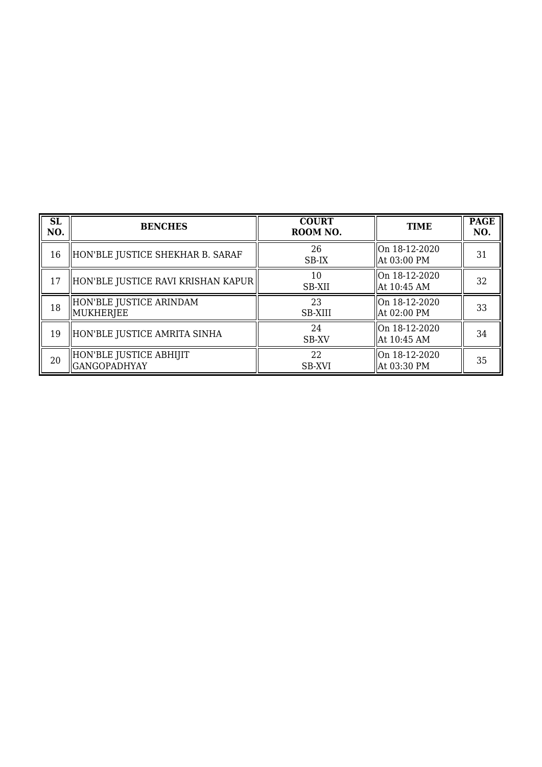| SL NO. | BENCHES | COURT ROOM NO. | TIME | PAGE NO. |
|---|---|---|---|---|
| 16 | HON'BLE JUSTICE SHEKHAR B. SARAF | 26<br>SB-IX | On 18-12-2020<br>At 03:00 PM | 31 |
| 17 | HON'BLE JUSTICE RAVI KRISHAN KAPUR | 10<br>SB-XII | On 18-12-2020<br>At 10:45 AM | 32 |
| 18 | HON'BLE JUSTICE ARINDAM MUKHERJEE | 23<br>SB-XIII | On 18-12-2020<br>At 02:00 PM | 33 |
| 19 | HON'BLE JUSTICE AMRITA SINHA | 24<br>SB-XV | On 18-12-2020<br>At 10:45 AM | 34 |
| 20 | HON'BLE JUSTICE ABHIJIT GANGOPADHYAY | 22<br>SB-XVI | On 18-12-2020<br>At 03:30 PM | 35 |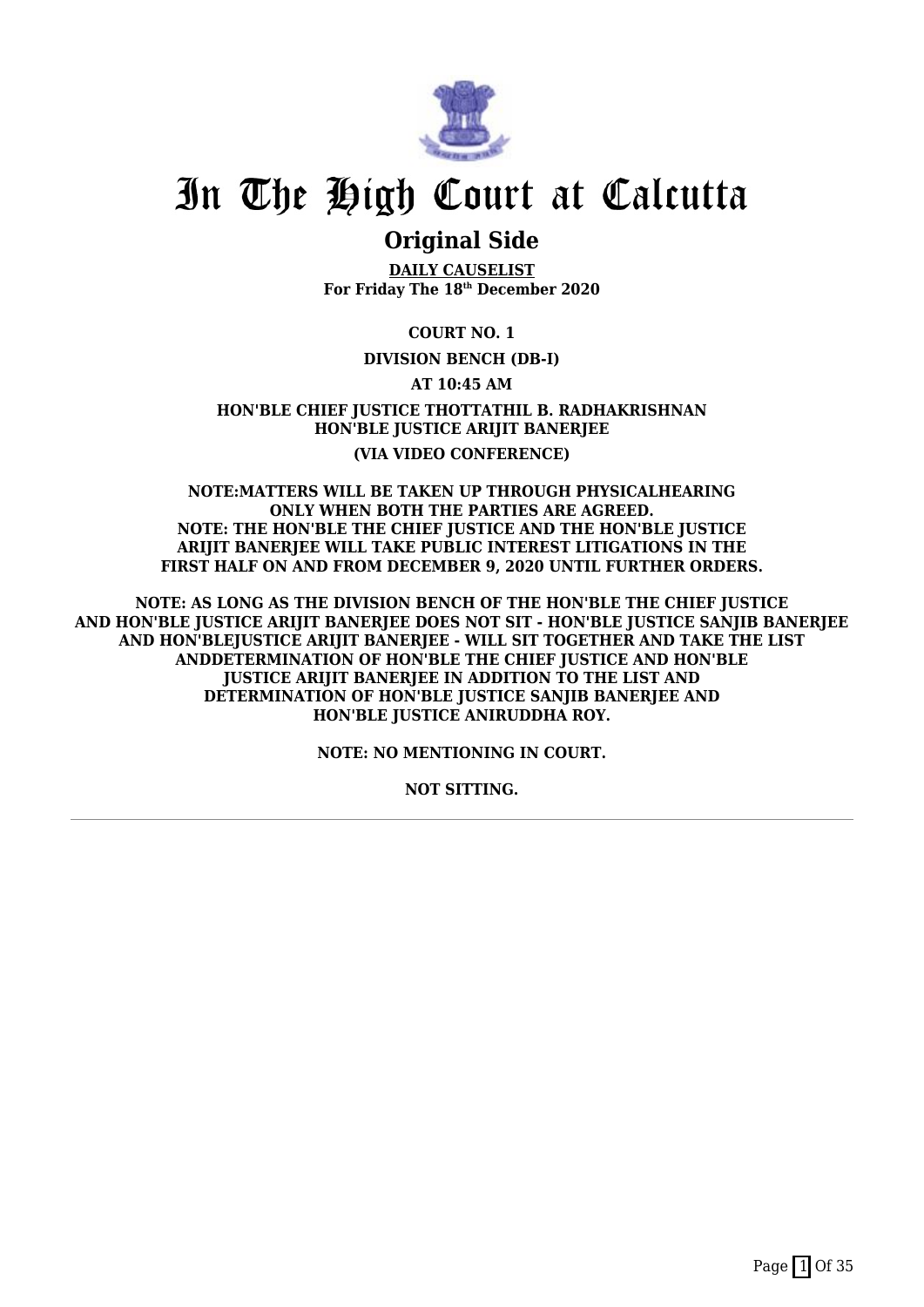# In The High Court at Calcutta

## Original Side

**DAILY CAUSELIST**
**For Friday The 18th December 2020**

**COURT NO. 1**

**DIVISION BENCH (DB-I)**

**AT 10:45 AM**

**HON'BLE CHIEF JUSTICE THOTTATHIL B. RADHAKRISHNAN**
**HON'BLE JUSTICE ARIJIT BANERJEE**

**(VIA VIDEO CONFERENCE)**

**NOTE:MATTERS WILL BE TAKEN UP THROUGH PHYSICALHEARING ONLY WHEN BOTH THE PARTIES ARE AGREED.**
**NOTE: THE HON'BLE THE CHIEF JUSTICE AND THE HON'BLE JUSTICE ARIJIT BANERJEE WILL TAKE PUBLIC INTEREST LITIGATIONS IN THE FIRST HALF ON AND FROM DECEMBER 9, 2020 UNTIL FURTHER ORDERS.**

**NOTE: AS LONG AS THE DIVISION BENCH OF THE HON'BLE THE CHIEF JUSTICE AND HON'BLE JUSTICE ARIJIT BANERJEE DOES NOT SIT - HON'BLE JUSTICE SANJIB BANERJEE AND HON'BLEJUSTICE ARIJIT BANERJEE - WILL SIT TOGETHER AND TAKE THE LIST ANDDETERMINATION OF HON'BLE THE CHIEF JUSTICE AND HON'BLE JUSTICE ARIJIT BANERJEE IN ADDITION TO THE LIST AND DETERMINATION OF HON'BLE JUSTICE SANJIB BANERJEE AND HON'BLE JUSTICE ANIRUDDHA ROY.**

**NOTE: NO MENTIONING IN COURT.**

**NOT SITTING.**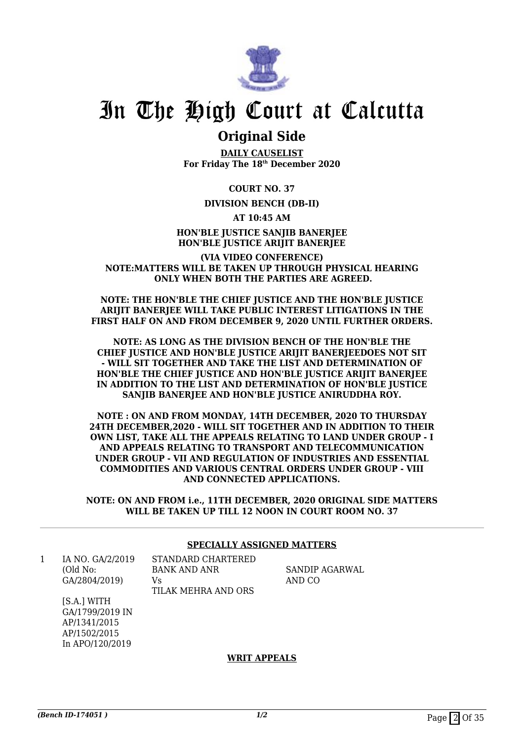# In The High Court at Calcutta

## Original Side

**DAILY CAUSELIST**
**For Friday The 18th December 2020**

**COURT NO. 37**

**DIVISION BENCH (DB-II)**

**AT 10:45 AM**

**HON'BLE JUSTICE SANJIB BANERJEE**
**HON'BLE JUSTICE ARIJIT BANERJEE**

**(VIA VIDEO CONFERENCE)**
**NOTE:MATTERS WILL BE TAKEN UP THROUGH PHYSICAL HEARING ONLY WHEN BOTH THE PARTIES ARE AGREED.**

**NOTE: THE HON'BLE THE CHIEF JUSTICE AND THE HON'BLE JUSTICE ARIJIT BANERJEE WILL TAKE PUBLIC INTEREST LITIGATIONS IN THE FIRST HALF ON AND FROM DECEMBER 9, 2020 UNTIL FURTHER ORDERS.**

**NOTE: AS LONG AS THE DIVISION BENCH OF THE HON'BLE THE CHIEF JUSTICE AND HON'BLE JUSTICE ARIJIT BANERJEEDOES NOT SIT - WILL SIT TOGETHER AND TAKE THE LIST AND DETERMINATION OF HON'BLE THE CHIEF JUSTICE AND HON'BLE JUSTICE ARIJIT BANERJEE IN ADDITION TO THE LIST AND DETERMINATION OF HON'BLE JUSTICE SANJIB BANERJEE AND HON'BLE JUSTICE ANIRUDDHA ROY.**

**NOTE : ON AND FROM MONDAY, 14TH DECEMBER, 2020 TO THURSDAY 24TH DECEMBER,2020 - WILL SIT TOGETHER AND IN ADDITION TO THEIR OWN LIST, TAKE ALL THE APPEALS RELATING TO LAND UNDER GROUP - I AND APPEALS RELATING TO TRANSPORT AND TELECOMMUNICATION UNDER GROUP - VII AND REGULATION OF INDUSTRIES AND ESSENTIAL COMMODITIES AND VARIOUS CENTRAL ORDERS UNDER GROUP - VIII AND CONNECTED APPLICATIONS.**

**NOTE: ON AND FROM i.e., 11TH DECEMBER, 2020 ORIGINAL SIDE MATTERS WILL BE TAKEN UP TILL 12 NOON IN COURT ROOM NO. 37**

**SPECIALLY ASSIGNED MATTERS**

| | | | |
|---|---|---|---|
| 1 | IA NO. GA/2/2019 (Old No: GA/2804/2019) [S.A.] WITH GA/1799/2019 IN AP/1341/2015 AP/1502/2015 In APO/120/2019 | STANDARD CHARTERED BANK AND ANR Vs TILAK MEHRA AND ORS | SANDIP AGARWAL AND CO |

**WRIT APPEALS**

*(Bench ID-174051 )* 1/2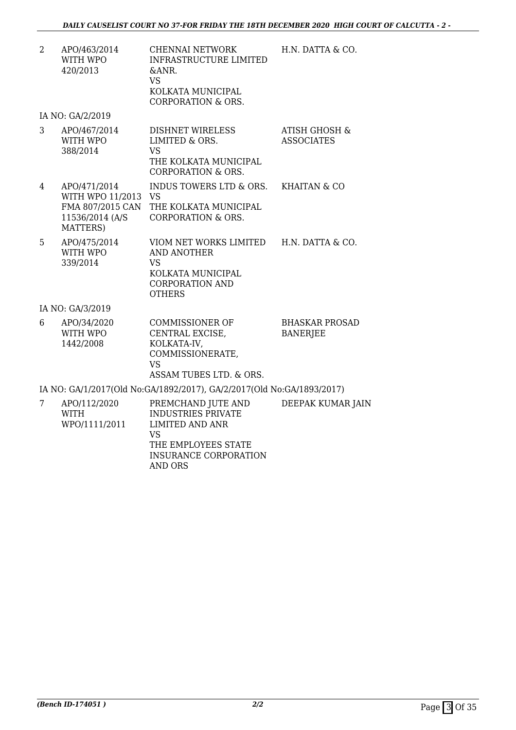| | | | |
|---|---|---|---|
| 2 | APO/463/2014 WITH WPO 420/2013 | CHENNAI NETWORK INFRASTRUCTURE LIMITED &ANR. VS KOLKATA MUNICIPAL CORPORATION & ORS. | H.N. DATTA & CO. |
| | IA NO: GA/2/2019 | | |
| 3 | APO/467/2014 WITH WPO 388/2014 | DISHNET WIRELESS LIMITED & ORS. VS THE KOLKATA MUNICIPAL CORPORATION & ORS. | ATISH GHOSH & ASSOCIATES |
| 4 | APO/471/2014 WITH WPO 11/2013 FMA 807/2015 CAN 11536/2014 (A/S MATTERS) | INDUS TOWERS LTD & ORS. VS THE KOLKATA MUNICIPAL CORPORATION & ORS. | KHAITAN & CO |
| 5 | APO/475/2014 WITH WPO 339/2014 | VIOM NET WORKS LIMITED AND ANOTHER VS KOLKATA MUNICIPAL CORPORATION AND OTHERS | H.N. DATTA & CO. |
| | IA NO: GA/3/2019 | | |
| 6 | APO/34/2020 WITH WPO 1442/2008 | COMMISSIONER OF CENTRAL EXCISE, KOLKATA-IV, COMMISSIONERATE, VS ASSAM TUBES LTD. & ORS. | BHASKAR PROSAD BANERJEE |
| | IA NO: GA/1/2017(Old No:GA/1892/2017), GA/2/2017(Old No:GA/1893/2017) | | |
| 7 | APO/112/2020 WITH WPO/1111/2011 | PREMCHAND JUTE AND INDUSTRIES PRIVATE LIMITED AND ANR VS THE EMPLOYEES STATE INSURANCE CORPORATION AND ORS | DEEPAK KUMAR JAIN |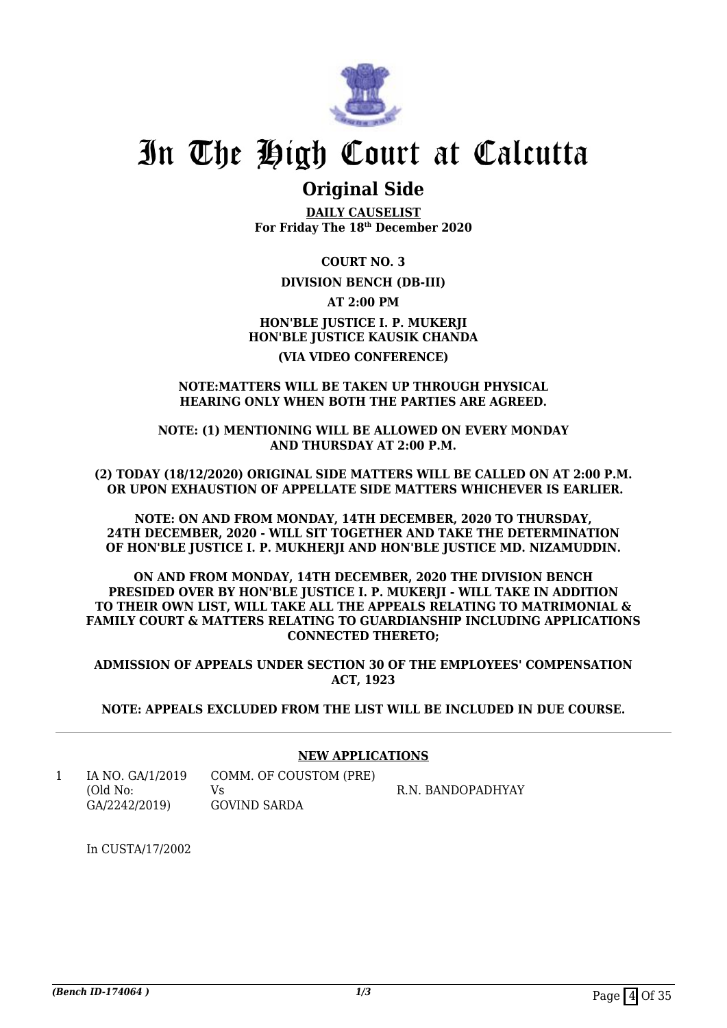# In The High Court at Calcutta

## Original Side

**DAILY CAUSELIST**
**For Friday The 18th December 2020**

**COURT NO. 3**

**DIVISION BENCH (DB-III)**

**AT 2:00 PM**

**HON'BLE JUSTICE I. P. MUKERJI**
**HON'BLE JUSTICE KAUSIK CHANDA**

**(VIA VIDEO CONFERENCE)**

**NOTE:MATTERS WILL BE TAKEN UP THROUGH PHYSICAL HEARING ONLY WHEN BOTH THE PARTIES ARE AGREED.**

**NOTE: (1) MENTIONING WILL BE ALLOWED ON EVERY MONDAY AND THURSDAY AT 2:00 P.M.**

**(2) TODAY (18/12/2020) ORIGINAL SIDE MATTERS WILL BE CALLED ON AT 2:00 P.M. OR UPON EXHAUSTION OF APPELLATE SIDE MATTERS WHICHEVER IS EARLIER.**

**NOTE: ON AND FROM MONDAY, 14TH DECEMBER, 2020 TO THURSDAY, 24TH DECEMBER, 2020 - WILL SIT TOGETHER AND TAKE THE DETERMINATION OF HON'BLE JUSTICE I. P. MUKHERJI AND HON'BLE JUSTICE MD. NIZAMUDDIN.**

**ON AND FROM MONDAY, 14TH DECEMBER, 2020 THE DIVISION BENCH PRESIDED OVER BY HON'BLE JUSTICE I. P. MUKERJI - WILL TAKE IN ADDITION TO THEIR OWN LIST, WILL TAKE ALL THE APPEALS RELATING TO MATRIMONIAL & FAMILY COURT & MATTERS RELATING TO GUARDIANSHIP INCLUDING APPLICATIONS CONNECTED THERETO;**

**ADMISSION OF APPEALS UNDER SECTION 30 OF THE EMPLOYEES' COMPENSATION ACT, 1923**

**NOTE: APPEALS EXCLUDED FROM THE LIST WILL BE INCLUDED IN DUE COURSE.**

---

**NEW APPLICATIONS**

| | | | |
|---|---|---|---|
| 1 | IA NO. GA/1/2019 (Old No: GA/2242/2019) | COMM. OF COUSTOM (PRE) Vs GOVIND SARDA | R.N. BANDOPADHYAY |

In CUSTA/17/2002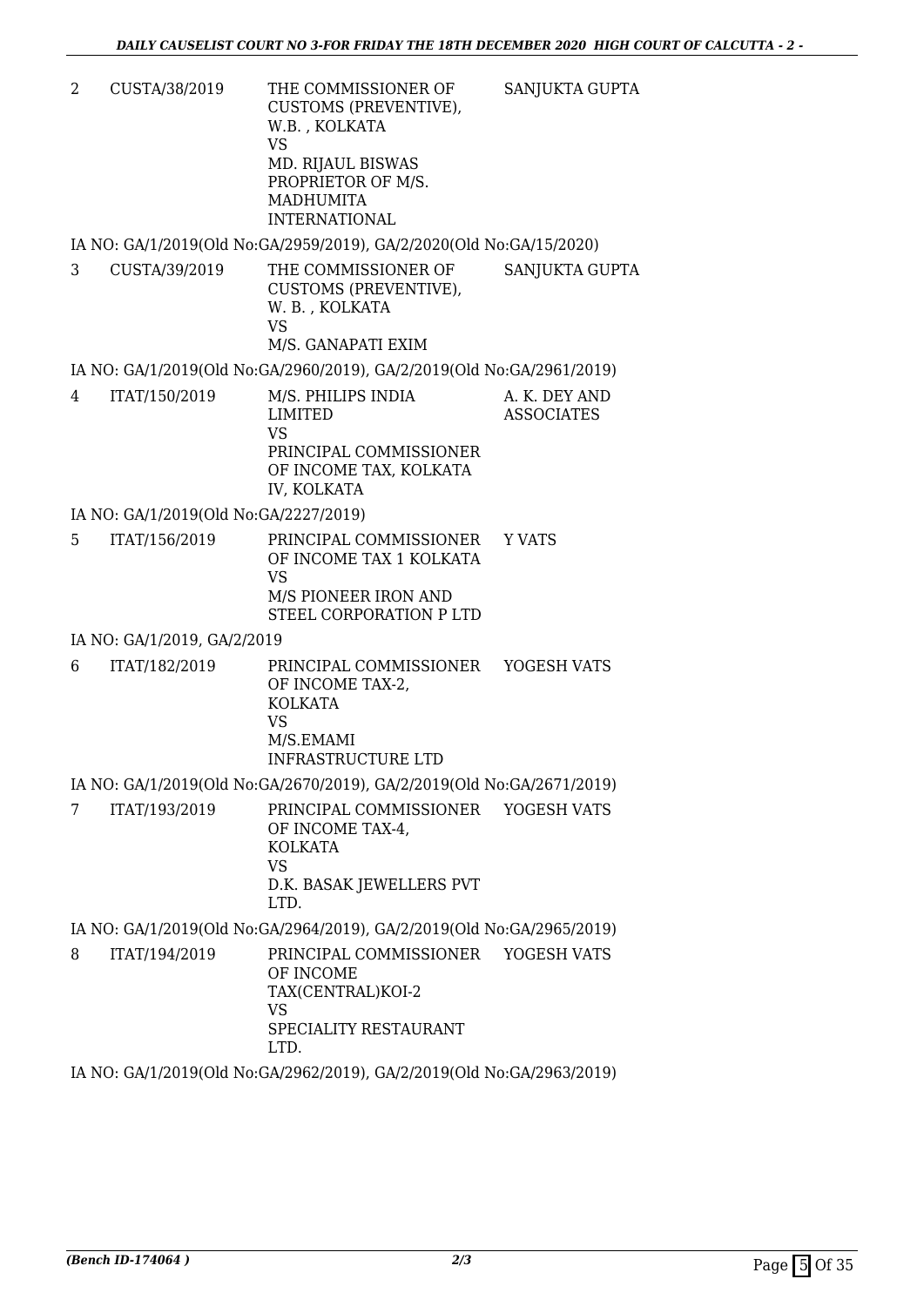| | | | |
|---|---|---|---|
| 2 | CUSTA/38/2019 | THE COMMISSIONER OF CUSTOMS (PREVENTIVE), W.B. , KOLKATA<br>VS<br>MD. RIJAUL BISWAS PROPRIETOR OF M/S. MADHUMITA INTERNATIONAL | SANJUKTA GUPTA |

IA NO: GA/1/2019(Old No:GA/2959/2019), GA/2/2020(Old No:GA/15/2020)

| | | | |
|---|---|---|---|
| 3 | CUSTA/39/2019 | THE COMMISSIONER OF CUSTOMS (PREVENTIVE), W. B. , KOLKATA<br>VS<br>M/S. GANAPATI EXIM | SANJUKTA GUPTA |

IA NO: GA/1/2019(Old No:GA/2960/2019), GA/2/2019(Old No:GA/2961/2019)

| | | | |
|---|---|---|---|
| 4 | ITAT/150/2019 | M/S. PHILIPS INDIA LIMITED<br>VS<br>PRINCIPAL COMMISSIONER OF INCOME TAX, KOLKATA IV, KOLKATA | A. K. DEY AND ASSOCIATES |

IA NO: GA/1/2019(Old No:GA/2227/2019)

| | | | |
|---|---|---|---|
| 5 | ITAT/156/2019 | PRINCIPAL COMMISSIONER OF INCOME TAX 1 KOLKATA<br>VS<br>M/S PIONEER IRON AND STEEL CORPORATION P LTD | Y VATS |

IA NO: GA/1/2019, GA/2/2019

| | | | |
|---|---|---|---|
| 6 | ITAT/182/2019 | PRINCIPAL COMMISSIONER OF INCOME TAX-2, KOLKATA<br>VS<br>M/S.EMAMI INFRASTRUCTURE LTD | YOGESH VATS |

IA NO: GA/1/2019(Old No:GA/2670/2019), GA/2/2019(Old No:GA/2671/2019)

| | | | |
|---|---|---|---|
| 7 | ITAT/193/2019 | PRINCIPAL COMMISSIONER OF INCOME TAX-4, KOLKATA<br>VS<br>D.K. BASAK JEWELLERS PVT LTD. | YOGESH VATS |

IA NO: GA/1/2019(Old No:GA/2964/2019), GA/2/2019(Old No:GA/2965/2019)

| | | | |
|---|---|---|---|
| 8 | ITAT/194/2019 | PRINCIPAL COMMISSIONER OF INCOME TAX(CENTRAL)KOI-2<br>VS<br>SPECIALITY RESTAURANT LTD. | YOGESH VATS |

IA NO: GA/1/2019(Old No:GA/2962/2019), GA/2/2019(Old No:GA/2963/2019)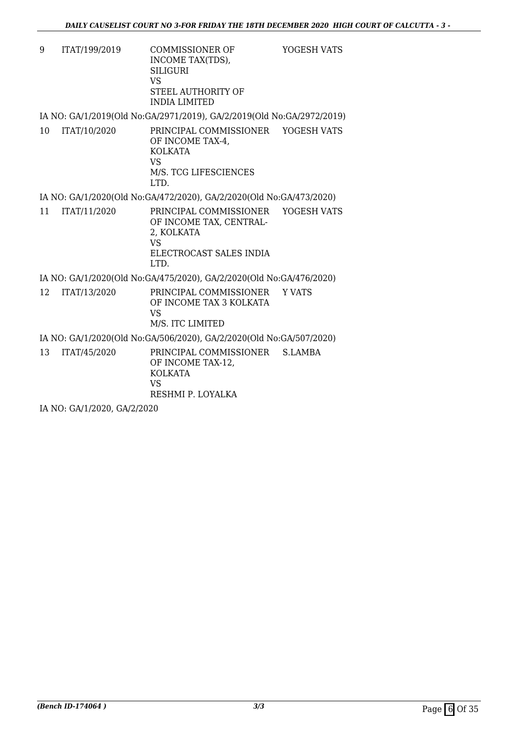| 9 | ITAT/199/2019 | COMMISSIONER OF INCOME TAX(TDS), SILIGURI VS STEEL AUTHORITY OF INDIA LIMITED | YOGESH VATS |
|---|---|---|---|

IA NO: GA/1/2019(Old No:GA/2971/2019), GA/2/2019(Old No:GA/2972/2019)

| 10 | ITAT/10/2020 | PRINCIPAL COMMISSIONER OF INCOME TAX-4, KOLKATA VS M/S. TCG LIFESCIENCES LTD. | YOGESH VATS |
|---|---|---|---|

IA NO: GA/1/2020(Old No:GA/472/2020), GA/2/2020(Old No:GA/473/2020)

| 11 | ITAT/11/2020 | PRINCIPAL COMMISSIONER OF INCOME TAX, CENTRAL-2, KOLKATA VS ELECTROCAST SALES INDIA LTD. | YOGESH VATS |
|---|---|---|---|

IA NO: GA/1/2020(Old No:GA/475/2020), GA/2/2020(Old No:GA/476/2020)

| 12 | ITAT/13/2020 | PRINCIPAL COMMISSIONER OF INCOME TAX 3 KOLKATA VS M/S. ITC LIMITED | Y VATS |
|---|---|---|---|

IA NO: GA/1/2020(Old No:GA/506/2020), GA/2/2020(Old No:GA/507/2020)

| 13 | ITAT/45/2020 | PRINCIPAL COMMISSIONER OF INCOME TAX-12, KOLKATA VS RESHMI P. LOYALKA | S.LAMBA |
|---|---|---|---|

IA NO: GA/1/2020, GA/2/2020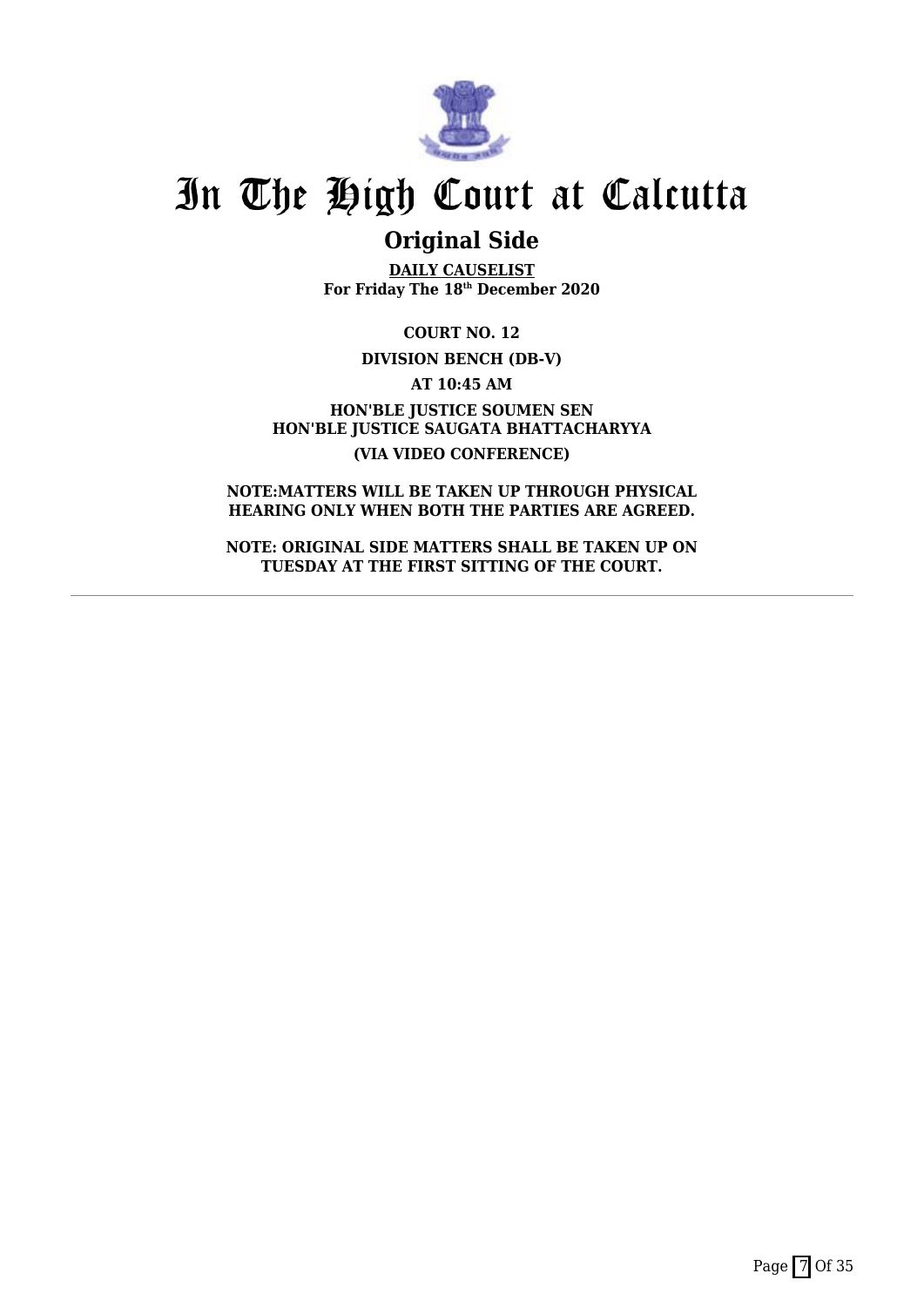# In The High Court at Calcutta

## Original Side

**DAILY CAUSELIST**
**For Friday The 18th December 2020**

**COURT NO. 12**

**DIVISION BENCH (DB-V)**

**AT 10:45 AM**

**HON'BLE JUSTICE SOUMEN SEN**
**HON'BLE JUSTICE SAUGATA BHATTACHARYYA**

**(VIA VIDEO CONFERENCE)**

**NOTE:MATTERS WILL BE TAKEN UP THROUGH PHYSICAL HEARING ONLY WHEN BOTH THE PARTIES ARE AGREED.**

**NOTE: ORIGINAL SIDE MATTERS SHALL BE TAKEN UP ON TUESDAY AT THE FIRST SITTING OF THE COURT.**

---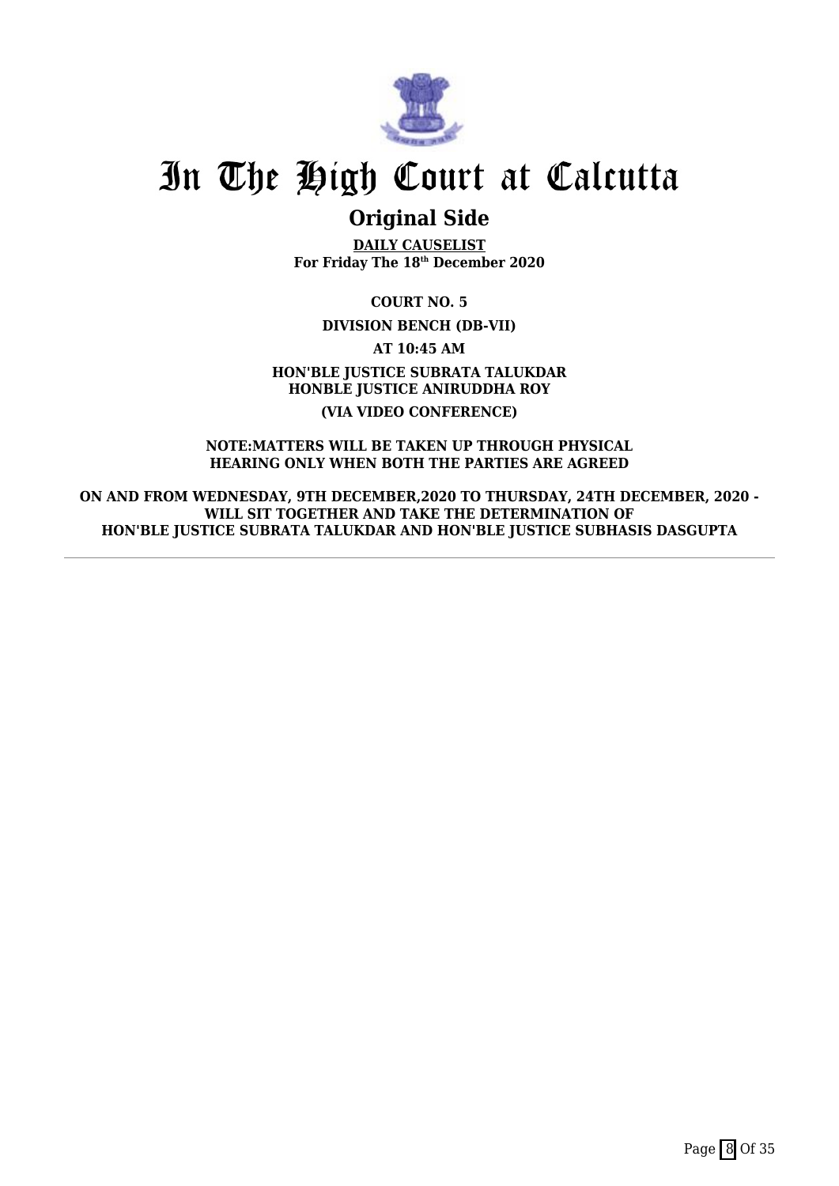# In The High Court at Calcutta

## Original Side

**DAILY CAUSELIST**
**For Friday The 18th December 2020**

**COURT NO. 5**

**DIVISION BENCH (DB-VII)**

**AT 10:45 AM**

**HON'BLE JUSTICE SUBRATA TALUKDAR**
**HONBLE JUSTICE ANIRUDDHA ROY**

**(VIA VIDEO CONFERENCE)**

**NOTE:MATTERS WILL BE TAKEN UP THROUGH PHYSICAL HEARING ONLY WHEN BOTH THE PARTIES ARE AGREED**

**ON AND FROM WEDNESDAY, 9TH DECEMBER,2020 TO THURSDAY, 24TH DECEMBER, 2020 - WILL SIT TOGETHER AND TAKE THE DETERMINATION OF HON'BLE JUSTICE SUBRATA TALUKDAR AND HON'BLE JUSTICE SUBHASIS DASGUPTA**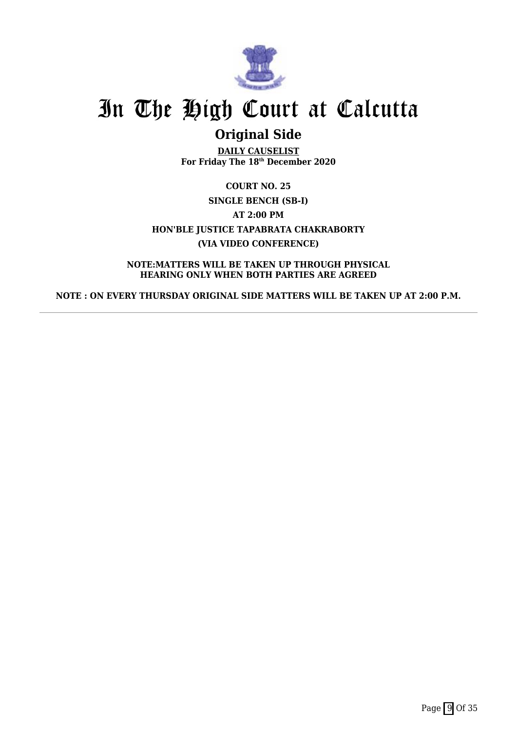# In The High Court at Calcutta

## Original Side

**DAILY CAUSELIST**
**For Friday The 18th December 2020**

**COURT NO. 25**

**SINGLE BENCH (SB-I)**

**AT 2:00 PM**

**HON'BLE JUSTICE TAPABRATA CHAKRABORTY**

**(VIA VIDEO CONFERENCE)**

**NOTE:MATTERS WILL BE TAKEN UP THROUGH PHYSICAL HEARING ONLY WHEN BOTH PARTIES ARE AGREED**

**NOTE : ON EVERY THURSDAY ORIGINAL SIDE MATTERS WILL BE TAKEN UP AT 2:00 P.M.**

---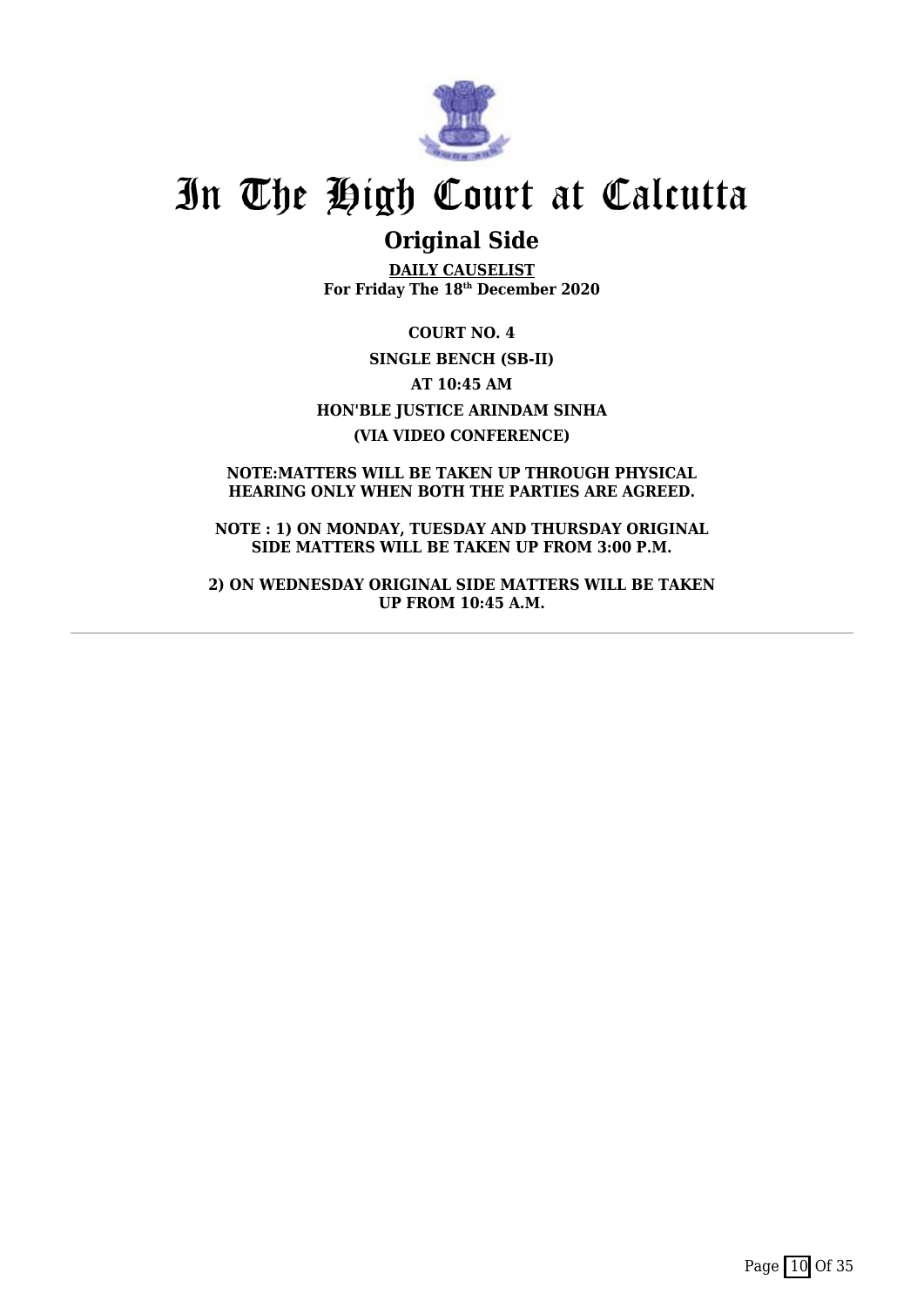# In The High Court at Calcutta

## Original Side

**DAILY CAUSELIST**
**For Friday The 18th December 2020**

**COURT NO. 4**

**SINGLE BENCH (SB-II)**

**AT 10:45 AM**

**HON'BLE JUSTICE ARINDAM SINHA**

**(VIA VIDEO CONFERENCE)**

**NOTE:MATTERS WILL BE TAKEN UP THROUGH PHYSICAL HEARING ONLY WHEN BOTH THE PARTIES ARE AGREED.**

**NOTE : 1) ON MONDAY, TUESDAY AND THURSDAY ORIGINAL SIDE MATTERS WILL BE TAKEN UP FROM 3:00 P.M.**

**2) ON WEDNESDAY ORIGINAL SIDE MATTERS WILL BE TAKEN UP FROM 10:45 A.M.**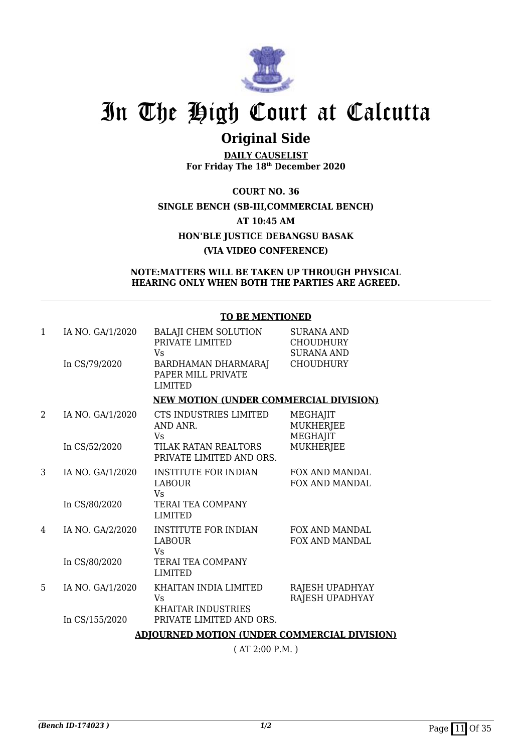# In The High Court at Calcutta

## Original Side

**DAILY CAUSELIST**
**For Friday The 18th December 2020**

**COURT NO. 36**
**SINGLE BENCH (SB-III,COMMERCIAL BENCH)**
**AT 10:45 AM**
**HON'BLE JUSTICE DEBANGSU BASAK**
**(VIA VIDEO CONFERENCE)**

**NOTE:MATTERS WILL BE TAKEN UP THROUGH PHYSICAL HEARING ONLY WHEN BOTH THE PARTIES ARE AGREED.**

**TO BE MENTIONED**

| | | | |
|---|---|---|---|
| 1 | IA NO. GA/1/2020<br>In CS/79/2020 | BALAJI CHEM SOLUTION PRIVATE LIMITED<br>Vs<br>BARDHAMAN DHARMARAJ PAPER MILL PRIVATE LIMITED | SURANA AND CHOUDHURY<br>SURANA AND CHOUDHURY |

**NEW MOTION (UNDER COMMERCIAL DIVISION)**

| | | | |
|---|---|---|---|
| 2 | IA NO. GA/1/2020<br>In CS/52/2020 | CTS INDUSTRIES LIMITED AND ANR.<br>Vs<br>TILAK RATAN REALTORS PRIVATE LIMITED AND ORS. | MEGHAJIT MUKHERJEE<br>MEGHAJIT MUKHERJEE |
| 3 | IA NO. GA/1/2020<br>In CS/80/2020 | INSTITUTE FOR INDIAN LABOUR<br>Vs<br>TERAI TEA COMPANY LIMITED | FOX AND MANDAL<br>FOX AND MANDAL |
| 4 | IA NO. GA/2/2020<br>In CS/80/2020 | INSTITUTE FOR INDIAN LABOUR<br>Vs<br>TERAI TEA COMPANY LIMITED | FOX AND MANDAL<br>FOX AND MANDAL |
| 5 | IA NO. GA/1/2020<br>In CS/155/2020 | KHAITAN INDIA LIMITED<br>Vs<br>KHAITAR INDUSTRIES PRIVATE LIMITED AND ORS. | RAJESH UPADHYAY<br>RAJESH UPADHYAY |

**ADJOURNED MOTION (UNDER COMMERCIAL DIVISION)**

( AT 2:00 P.M. )

*(Bench ID-174023 )* *1/2*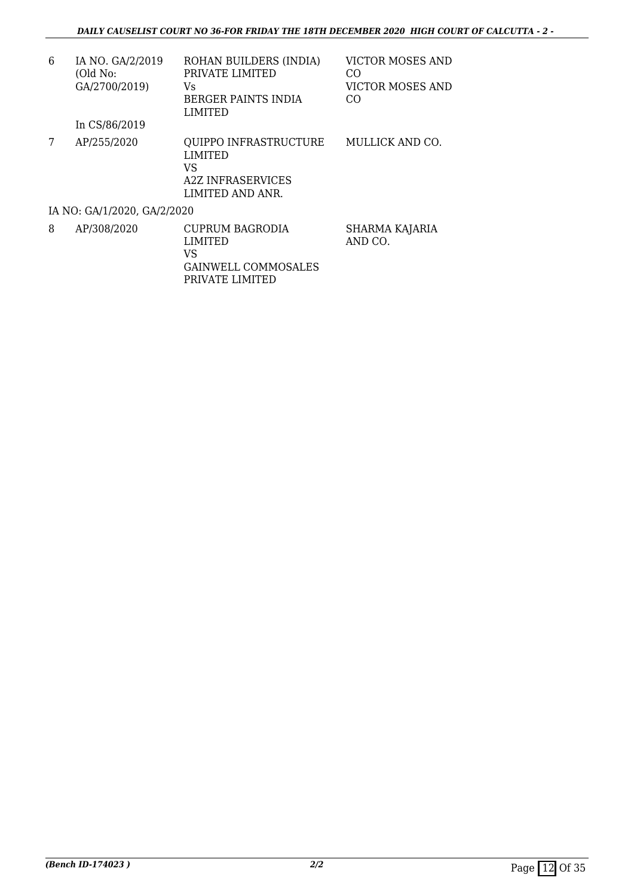| | | | |
|---|---|---|---|
| 6 | IA NO. GA/2/2019 (Old No: GA/2700/2019)<br><br>In CS/86/2019 | ROHAN BUILDERS (INDIA) PRIVATE LIMITED<br>Vs<br>BERGER PAINTS INDIA LIMITED | VICTOR MOSES AND CO<br>VICTOR MOSES AND CO |
| 7 | AP/255/2020 | QUIPPO INFRASTRUCTURE LIMITED<br>VS<br>A2Z INFRASERVICES LIMITED AND ANR. | MULLICK AND CO. |
| IA NO: GA/1/2020, GA/2/2020 | | | |
| 8 | AP/308/2020 | CUPRUM BAGRODIA LIMITED<br>VS<br>GAINWELL COMMOSALES PRIVATE LIMITED | SHARMA KAJARIA AND CO. |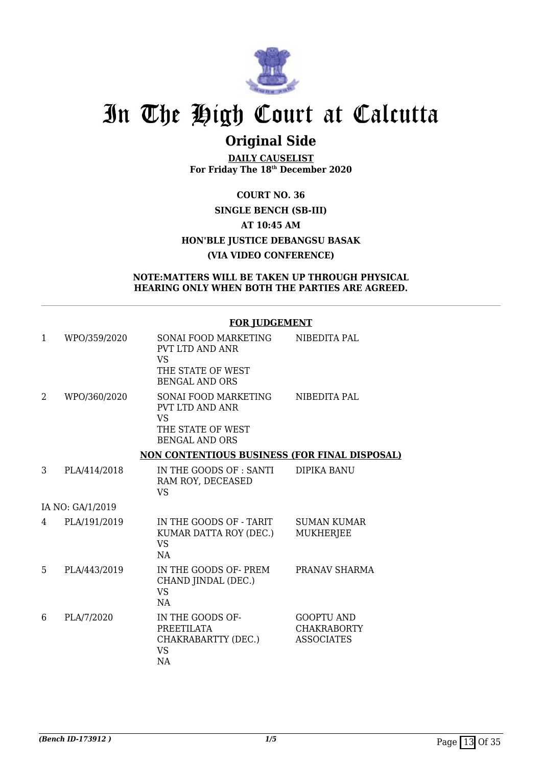# In The High Court at Calcutta

## Original Side

**DAILY CAUSELIST**
**For Friday The 18th December 2020**

**COURT NO. 36**

**SINGLE BENCH (SB-III)**

**AT 10:45 AM**

**HON'BLE JUSTICE DEBANGSU BASAK**

**(VIA VIDEO CONFERENCE)**

**NOTE:MATTERS WILL BE TAKEN UP THROUGH PHYSICAL HEARING ONLY WHEN BOTH THE PARTIES ARE AGREED.**

**FOR JUDGEMENT**

| | | | |
|---|---|---|---|
| 1 | WPO/359/2020 | SONAI FOOD MARKETING PVT LTD AND ANR VS THE STATE OF WEST BENGAL AND ORS | NIBEDITA PAL |
| 2 | WPO/360/2020 | SONAI FOOD MARKETING PVT LTD AND ANR VS THE STATE OF WEST BENGAL AND ORS | NIBEDITA PAL |

**NON CONTENTIOUS BUSINESS (FOR FINAL DISPOSAL)**

| | | | |
|---|---|---|---|
| 3 | PLA/414/2018 | IN THE GOODS OF : SANTI RAM ROY, DECEASED VS | DIPIKA BANU |
| | IA NO: GA/1/2019 | | |
| 4 | PLA/191/2019 | IN THE GOODS OF - TARIT KUMAR DATTA ROY (DEC.) VS NA | SUMAN KUMAR MUKHERJEE |
| 5 | PLA/443/2019 | IN THE GOODS OF- PREM CHAND JINDAL (DEC.) VS NA | PRANAV SHARMA |
| 6 | PLA/7/2020 | IN THE GOODS OF- PREETILATA CHAKRABARTTY (DEC.) VS NA | GOOPTU AND CHAKRABORTY ASSOCIATES |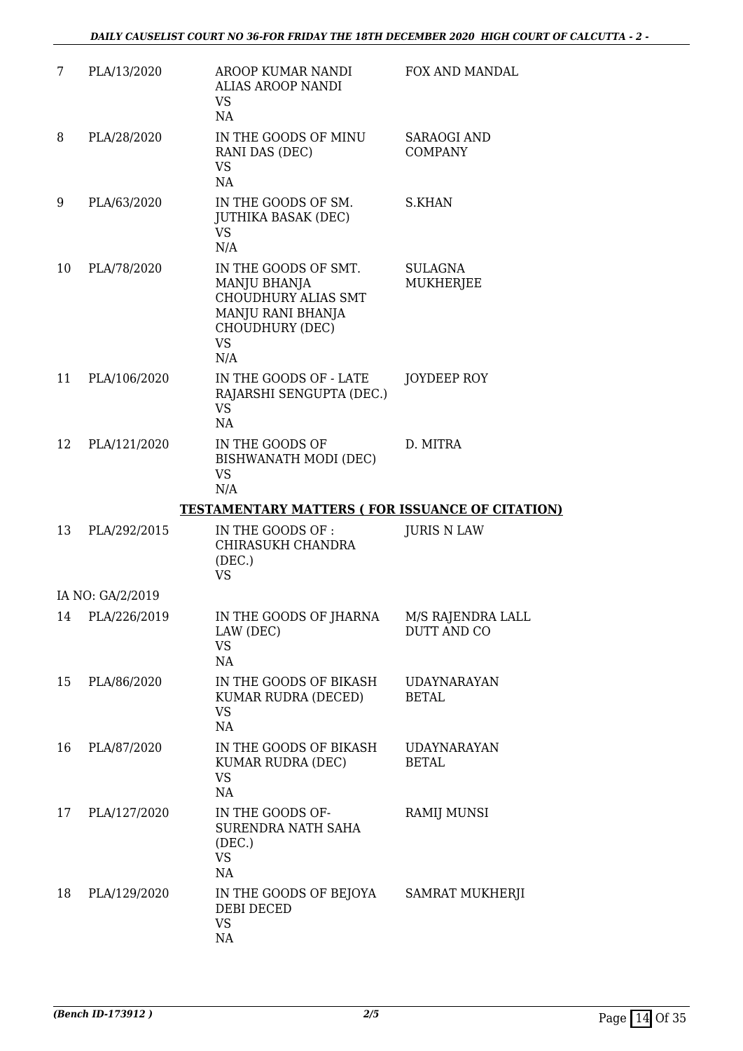| 7 | PLA/13/2020 | AROOP KUMAR NANDI ALIAS AROOP NANDI<br>VS<br>NA | FOX AND MANDAL |
|---|---|---|---|
| 8 | PLA/28/2020 | IN THE GOODS OF MINU RANI DAS (DEC)<br>VS<br>NA | SARAOGI AND COMPANY |
| 9 | PLA/63/2020 | IN THE GOODS OF SM. JUTHIKA BASAK (DEC)<br>VS<br>N/A | S.KHAN |
| 10 | PLA/78/2020 | IN THE GOODS OF SMT. MANJU BHANJA CHOUDHURY ALIAS SMT MANJU RANI BHANJA CHOUDHURY (DEC)<br>VS<br>N/A | SULAGNA MUKHERJEE |
| 11 | PLA/106/2020 | IN THE GOODS OF - LATE RAJARSHI SENGUPTA (DEC.)<br>VS<br>NA | JOYDEEP ROY |
| 12 | PLA/121/2020 | IN THE GOODS OF BISHWANATH MODI (DEC)<br>VS<br>N/A | D. MITRA |

**TESTAMENTARY MATTERS ( FOR ISSUANCE OF CITATION)**

| 13 | PLA/292/2015 | IN THE GOODS OF : CHIRASUKH CHANDRA (DEC.)<br>VS | JURIS N LAW |
|---|---|---|---|
| | IA NO: GA/2/2019 | | |
| 14 | PLA/226/2019 | IN THE GOODS OF JHARNA LAW (DEC)<br>VS<br>NA | M/S RAJENDRA LALL DUTT AND CO |
| 15 | PLA/86/2020 | IN THE GOODS OF BIKASH KUMAR RUDRA (DECED)<br>VS<br>NA | UDAYNARAYAN BETAL |
| 16 | PLA/87/2020 | IN THE GOODS OF BIKASH KUMAR RUDRA (DEC)<br>VS<br>NA | UDAYNARAYAN BETAL |
| 17 | PLA/127/2020 | IN THE GOODS OF- SURENDRA NATH SAHA (DEC.)<br>VS<br>NA | RAMIJ MUNSI |
| 18 | PLA/129/2020 | IN THE GOODS OF BEJOYA DEBI DECED<br>VS<br>NA | SAMRAT MUKHERJI |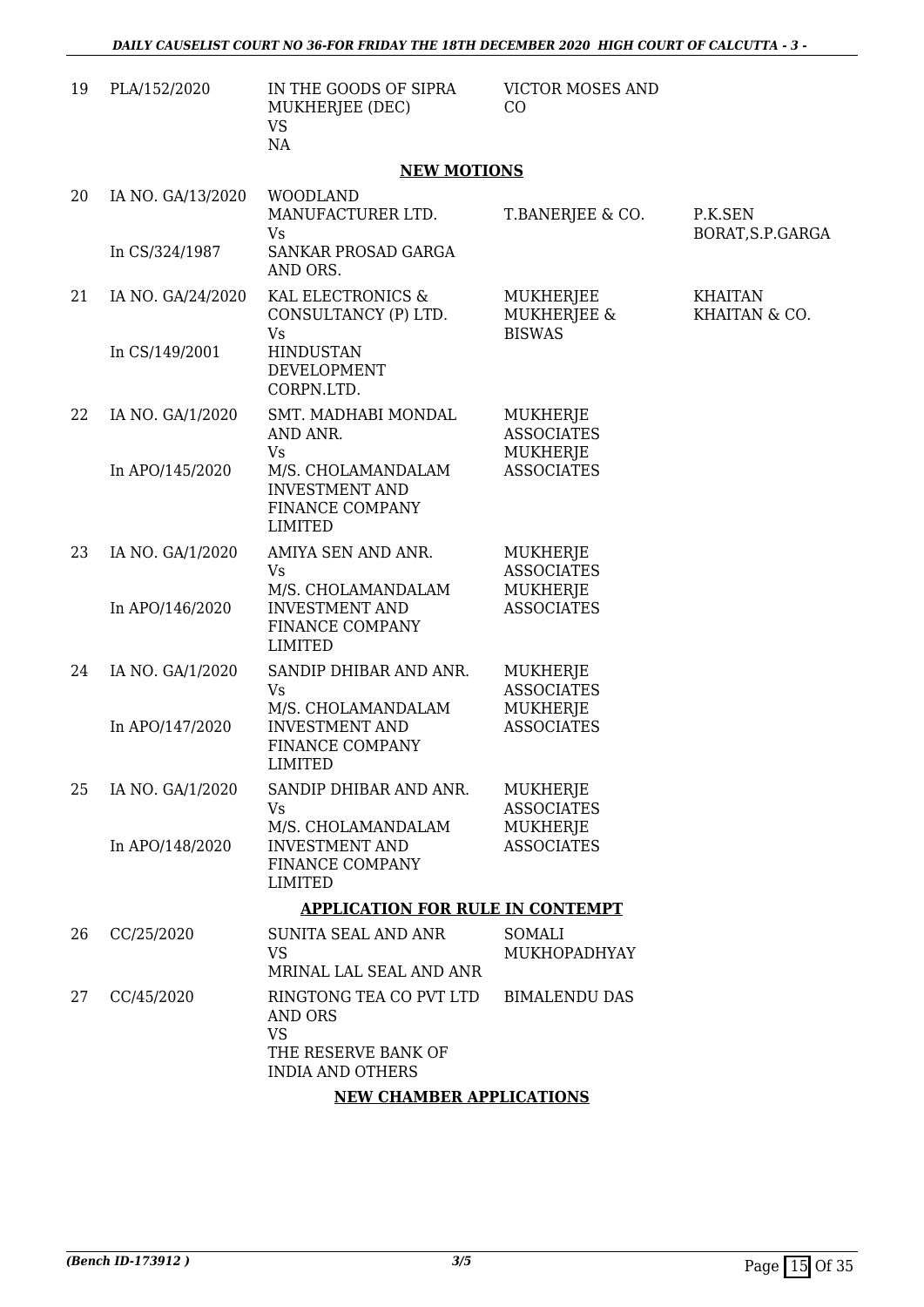| | | | | |
|---|---|---|---|---|
| 19 | PLA/152/2020 | IN THE GOODS OF SIPRA MUKHERJEE (DEC) VS NA | VICTOR MOSES AND CO | |

**NEW MOTIONS**

| | | | | |
|---|---|---|---|---|
| 20 | IA NO. GA/13/2020 In CS/324/1987 | WOODLAND MANUFACTURER LTD. Vs SANKAR PROSAD GARGA AND ORS. | T.BANERJEE & CO. | P.K.SEN BORAT,S.P.GARGA |
| 21 | IA NO. GA/24/2020 In CS/149/2001 | KAL ELECTRONICS & CONSULTANCY (P) LTD. Vs HINDUSTAN DEVELOPMENT CORPN.LTD. | MUKHERJEE MUKHERJEE & BISWAS | KHAITAN KHAITAN & CO. |
| 22 | IA NO. GA/1/2020 In APO/145/2020 | SMT. MADHABI MONDAL AND ANR. Vs M/S. CHOLAMANDALAM INVESTMENT AND FINANCE COMPANY LIMITED | MUKHERJE ASSOCIATES MUKHERJE ASSOCIATES | |
| 23 | IA NO. GA/1/2020 In APO/146/2020 | AMIYA SEN AND ANR. Vs M/S. CHOLAMANDALAM INVESTMENT AND FINANCE COMPANY LIMITED | MUKHERJE ASSOCIATES MUKHERJE ASSOCIATES | |
| 24 | IA NO. GA/1/2020 In APO/147/2020 | SANDIP DHIBAR AND ANR. Vs M/S. CHOLAMANDALAM INVESTMENT AND FINANCE COMPANY LIMITED | MUKHERJE ASSOCIATES MUKHERJE ASSOCIATES | |
| 25 | IA NO. GA/1/2020 In APO/148/2020 | SANDIP DHIBAR AND ANR. Vs M/S. CHOLAMANDALAM INVESTMENT AND FINANCE COMPANY LIMITED | MUKHERJE ASSOCIATES MUKHERJE ASSOCIATES | |

**APPLICATION FOR RULE IN CONTEMPT**

| | | | | |
|---|---|---|---|---|
| 26 | CC/25/2020 | SUNITA SEAL AND ANR VS MRINAL LAL SEAL AND ANR | SOMALI MUKHOPADHYAY | |
| 27 | CC/45/2020 | RINGTONG TEA CO PVT LTD AND ORS VS THE RESERVE BANK OF INDIA AND OTHERS | BIMALENDU DAS | |

**NEW CHAMBER APPLICATIONS**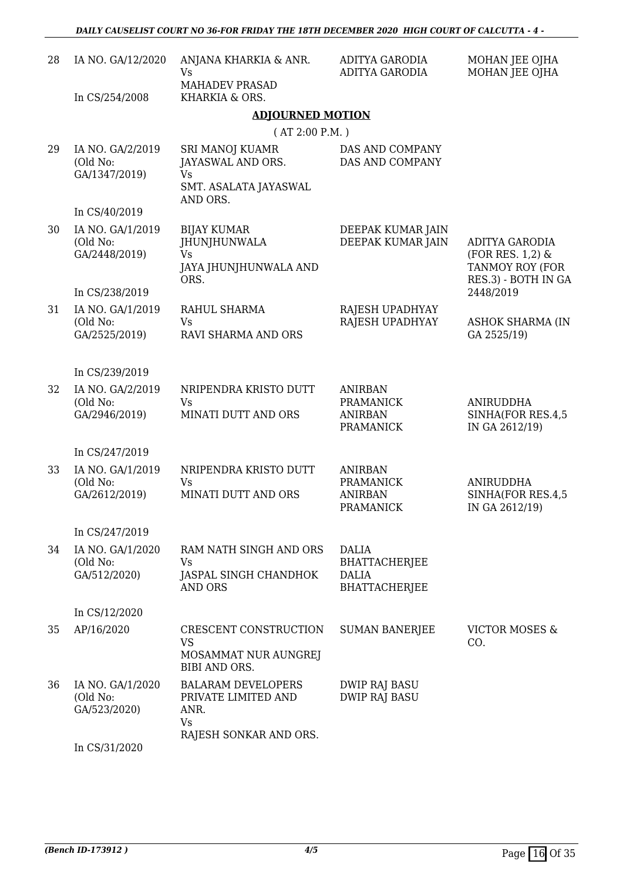| 28 | IA NO. GA/12/2020<br><br>In CS/254/2008 | ANJANA KHARKIA & ANR.<br>Vs<br>MAHADEV PRASAD KHARKIA & ORS. | ADITYA GARODIA<br>ADITYA GARODIA | MOHAN JEE OJHA<br>MOHAN JEE OJHA |
|---|---|---|---|---|

## ADJOURNED MOTION

( AT 2:00 P.M. )

| | | | | |
|---|---|---|---|---|
| 29 | IA NO. GA/2/2019<br>(Old No: GA/1347/2019)<br><br>In CS/40/2019 | SRI MANOJ KUAMR JAYASWAL AND ORS.<br>Vs<br>SMT. ASALATA JAYASWAL AND ORS. | DAS AND COMPANY<br>DAS AND COMPANY | |
| 30 | IA NO. GA/1/2019<br>(Old No: GA/2448/2019)<br><br>In CS/238/2019 | BIJAY KUMAR JHUNJHUNWALA<br>Vs<br>JAYA JHUNJHUNWALA AND ORS. | DEEPAK KUMAR JAIN<br>DEEPAK KUMAR JAIN | ADITYA GARODIA (FOR RES. 1,2) & TANMOY ROY (FOR RES.3) - BOTH IN GA 2448/2019 |
| 31 | IA NO. GA/1/2019<br>(Old No: GA/2525/2019)<br><br>In CS/239/2019 | RAHUL SHARMA<br>Vs<br>RAVI SHARMA AND ORS | RAJESH UPADHYAY<br>RAJESH UPADHYAY | ASHOK SHARMA (IN GA 2525/19) |
| 32 | IA NO. GA/2/2019<br>(Old No: GA/2946/2019)<br><br>In CS/247/2019 | NRIPENDRA KRISTO DUTT<br>Vs<br>MINATI DUTT AND ORS | ANIRBAN PRAMANICK<br>ANIRBAN PRAMANICK | ANIRUDDHA SINHA(FOR RES.4,5 IN GA 2612/19) |
| 33 | IA NO. GA/1/2019<br>(Old No: GA/2612/2019)<br><br>In CS/247/2019 | NRIPENDRA KRISTO DUTT<br>Vs<br>MINATI DUTT AND ORS | ANIRBAN PRAMANICK<br>ANIRBAN PRAMANICK | ANIRUDDHA SINHA(FOR RES.4,5 IN GA 2612/19) |
| 34 | IA NO. GA/1/2020<br>(Old No: GA/512/2020)<br><br>In CS/12/2020 | RAM NATH SINGH AND ORS<br>Vs<br>JASPAL SINGH CHANDHOK AND ORS | DALIA BHATTACHERJEE<br>DALIA BHATTACHERJEE | |
| 35 | AP/16/2020 | CRESCENT CONSTRUCTION<br>VS<br>MOSAMMAT NUR AUNGREJ BIBI AND ORS. | SUMAN BANERJEE | VICTOR MOSES & CO. |
| 36 | IA NO. GA/1/2020<br>(Old No: GA/523/2020)<br><br>In CS/31/2020 | BALARAM DEVELOPERS PRIVATE LIMITED AND ANR.<br>Vs<br>RAJESH SONKAR AND ORS. | DWIP RAJ BASU<br>DWIP RAJ BASU | |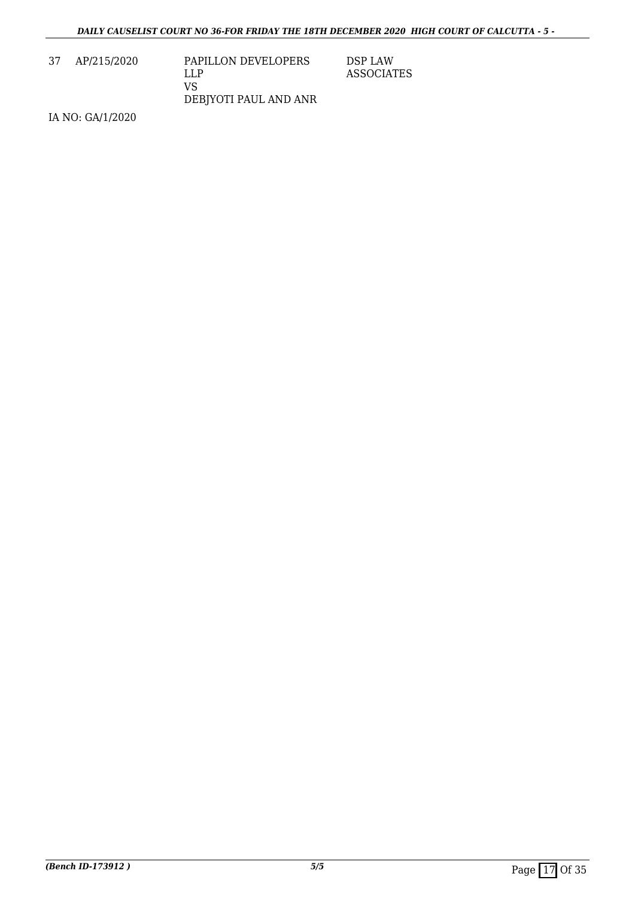| 37 | AP/215/2020 | PAPILLON DEVELOPERS LLP<br>VS<br>DEBJYOTI PAUL AND ANR | DSP LAW ASSOCIATES |
|---|---|---|---|

IA NO: GA/1/2020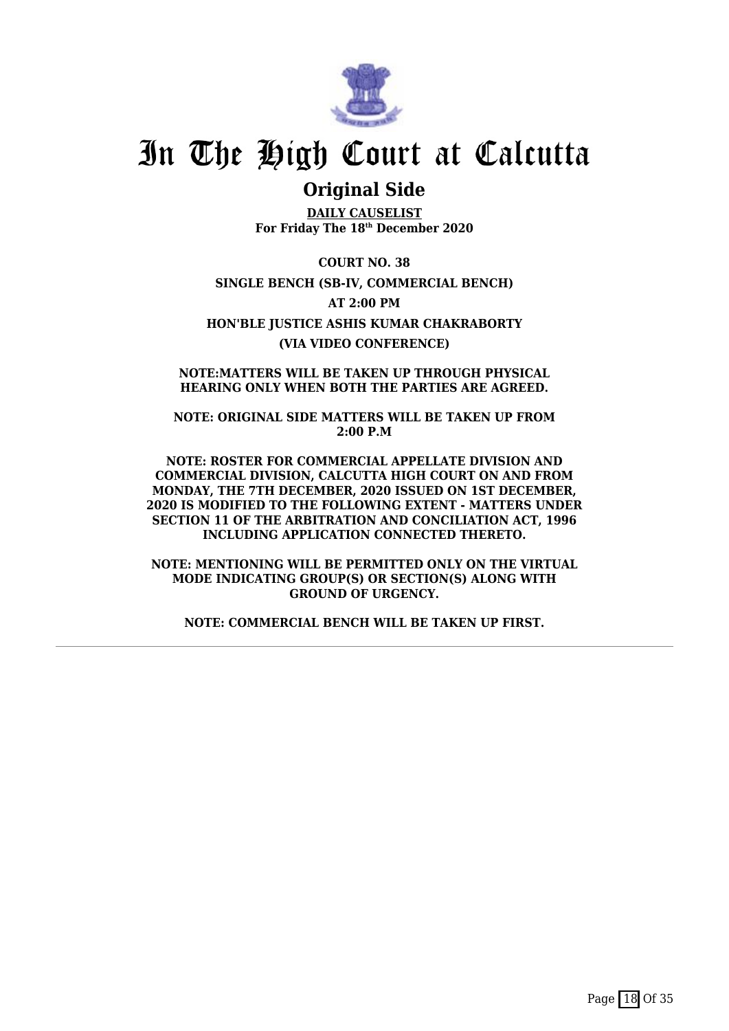# In The High Court at Calcutta

## Original Side

**DAILY CAUSELIST**
**For Friday The 18th December 2020**

**COURT NO. 38**

**SINGLE BENCH (SB-IV, COMMERCIAL BENCH)**

**AT 2:00 PM**

**HON'BLE JUSTICE ASHIS KUMAR CHAKRABORTY**

**(VIA VIDEO CONFERENCE)**

**NOTE:MATTERS WILL BE TAKEN UP THROUGH PHYSICAL HEARING ONLY WHEN BOTH THE PARTIES ARE AGREED.**

**NOTE: ORIGINAL SIDE MATTERS WILL BE TAKEN UP FROM 2:00 P.M**

**NOTE: ROSTER FOR COMMERCIAL APPELLATE DIVISION AND COMMERCIAL DIVISION, CALCUTTA HIGH COURT ON AND FROM MONDAY, THE 7TH DECEMBER, 2020 ISSUED ON 1ST DECEMBER, 2020 IS MODIFIED TO THE FOLLOWING EXTENT - MATTERS UNDER SECTION 11 OF THE ARBITRATION AND CONCILIATION ACT, 1996 INCLUDING APPLICATION CONNECTED THERETO.**

**NOTE: MENTIONING WILL BE PERMITTED ONLY ON THE VIRTUAL MODE INDICATING GROUP(S) OR SECTION(S) ALONG WITH GROUND OF URGENCY.**

**NOTE: COMMERCIAL BENCH WILL BE TAKEN UP FIRST.**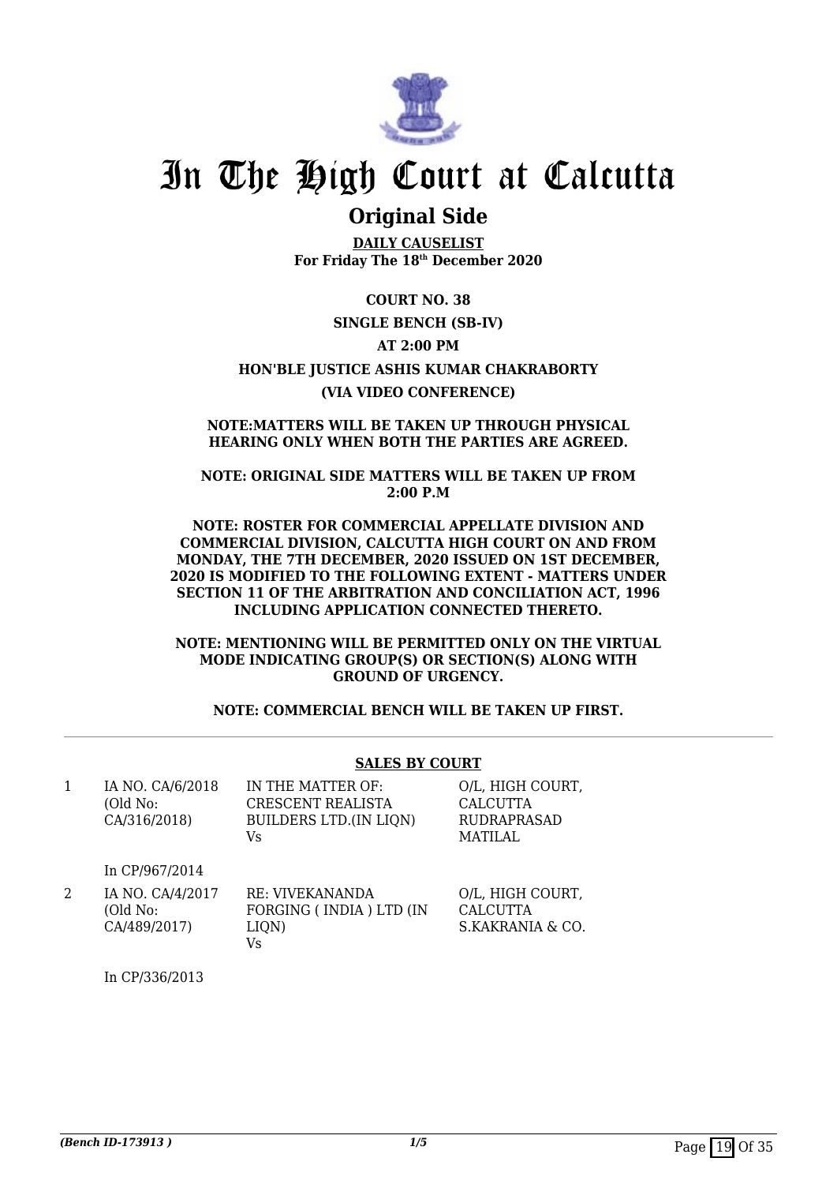# In The High Court at Calcutta

## Original Side

**DAILY CAUSELIST**
**For Friday The 18th December 2020**

**COURT NO. 38**

**SINGLE BENCH (SB-IV)**

**AT 2:00 PM**

**HON'BLE JUSTICE ASHIS KUMAR CHAKRABORTY**

**(VIA VIDEO CONFERENCE)**

**NOTE:MATTERS WILL BE TAKEN UP THROUGH PHYSICAL HEARING ONLY WHEN BOTH THE PARTIES ARE AGREED.**

**NOTE: ORIGINAL SIDE MATTERS WILL BE TAKEN UP FROM 2:00 P.M**

**NOTE: ROSTER FOR COMMERCIAL APPELLATE DIVISION AND COMMERCIAL DIVISION, CALCUTTA HIGH COURT ON AND FROM MONDAY, THE 7TH DECEMBER, 2020 ISSUED ON 1ST DECEMBER, 2020 IS MODIFIED TO THE FOLLOWING EXTENT - MATTERS UNDER SECTION 11 OF THE ARBITRATION AND CONCILIATION ACT, 1996 INCLUDING APPLICATION CONNECTED THERETO.**

**NOTE: MENTIONING WILL BE PERMITTED ONLY ON THE VIRTUAL MODE INDICATING GROUP(S) OR SECTION(S) ALONG WITH GROUND OF URGENCY.**

**NOTE: COMMERCIAL BENCH WILL BE TAKEN UP FIRST.**

**SALES BY COURT**

| | | | |
|---|---|---|---|
| 1 | IA NO. CA/6/2018 (Old No: CA/316/2018)<br><br>In CP/967/2014 | IN THE MATTER OF: CRESCENT REALISTA BUILDERS LTD.(IN LIQN)<br>Vs | O/L, HIGH COURT, CALCUTTA<br>RUDRAPRASAD MATILAL |
| 2 | IA NO. CA/4/2017 (Old No: CA/489/2017)<br><br>In CP/336/2013 | RE: VIVEKANANDA FORGING ( INDIA ) LTD (IN LIQN)<br>Vs | O/L, HIGH COURT, CALCUTTA<br>S.KAKRANIA & CO. |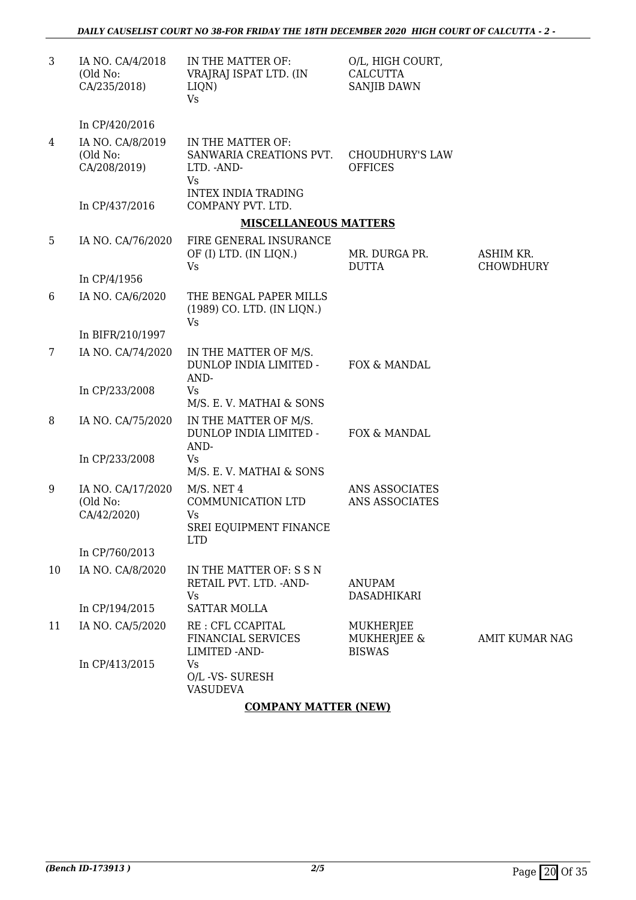| | | | | |
|---|---|---|---|---|
| 3 | IA NO. CA/4/2018 (Old No: CA/235/2018) | IN THE MATTER OF: VRAJRAJ ISPAT LTD. (IN LIQN) Vs | O/L, HIGH COURT, CALCUTTA SANJIB DAWN | |
| | In CP/420/2016 | | | |
| 4 | IA NO. CA/8/2019 (Old No: CA/208/2019) | IN THE MATTER OF: SANWARIA CREATIONS PVT. LTD. -AND- Vs INTEX INDIA TRADING COMPANY PVT. LTD. | CHOUDHURY'S LAW OFFICES | |
| | In CP/437/2016 | | | |

**MISCELLANEOUS MATTERS**

| | | | | |
|---|---|---|---|---|
| 5 | IA NO. CA/76/2020 | FIRE GENERAL INSURANCE OF (I) LTD. (IN LIQN.) Vs | MR. DURGA PR. DUTTA | ASHIM KR. CHOWDHURY |
| | In CP/4/1956 | | | |
| 6 | IA NO. CA/6/2020 | THE BENGAL PAPER MILLS (1989) CO. LTD. (IN LIQN.) Vs | | |
| | In BIFR/210/1997 | | | |
| 7 | IA NO. CA/74/2020 | IN THE MATTER OF M/S. DUNLOP INDIA LIMITED -AND- Vs M/S. E. V. MATHAI & SONS | FOX & MANDAL | |
| | In CP/233/2008 | | | |
| 8 | IA NO. CA/75/2020 | IN THE MATTER OF M/S. DUNLOP INDIA LIMITED -AND- Vs M/S. E. V. MATHAI & SONS | FOX & MANDAL | |
| | In CP/233/2008 | | | |
| 9 | IA NO. CA/17/2020 (Old No: CA/42/2020) | M/S. NET 4 COMMUNICATION LTD Vs SREI EQUIPMENT FINANCE LTD | ANS ASSOCIATES ANS ASSOCIATES | |
| | In CP/760/2013 | | | |
| 10 | IA NO. CA/8/2020 | IN THE MATTER OF: S S N RETAIL PVT. LTD. -AND- Vs SATTAR MOLLA | ANUPAM DASADHIKARI | |
| | In CP/194/2015 | | | |
| 11 | IA NO. CA/5/2020 | RE : CFL CCAPITAL FINANCIAL SERVICES LIMITED -AND- Vs O/L -VS- SURESH VASUDEVA | MUKHERJEE MUKHERJEE & BISWAS | AMIT KUMAR NAG |
| | In CP/413/2015 | | | |

**COMPANY MATTER (NEW)**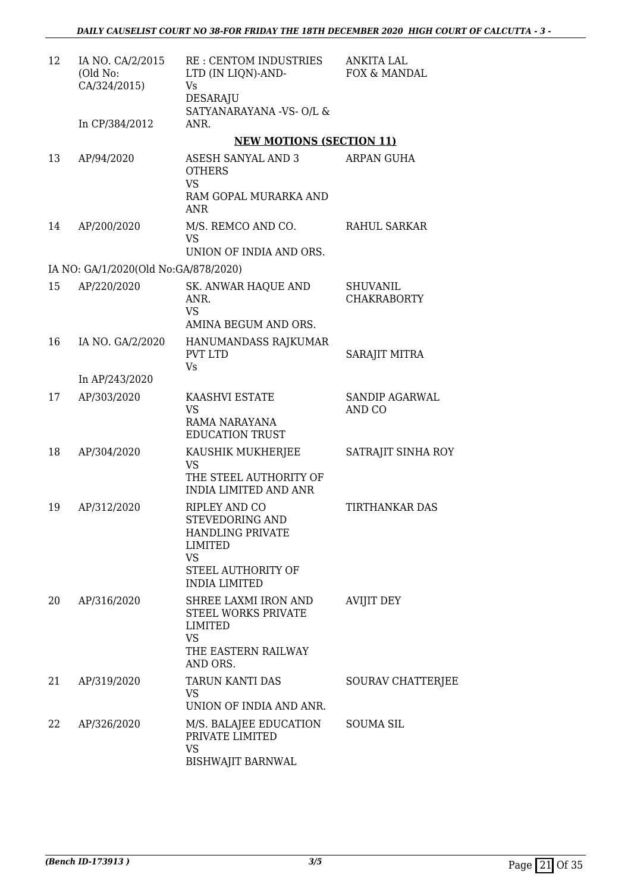| | | | |
|---|---|---|---|
| 12 | IA NO. CA/2/2015 (Old No: CA/324/2015)<br><br>In CP/384/2012 | RE : CENTOM INDUSTRIES LTD (IN LIQN)-AND- Vs DESARAJU SATYANARAYANA -VS- O/L & ANR. | ANKITA LAL FOX & MANDAL |

**NEW MOTIONS (SECTION 11)**

| | | | |
|---|---|---|---|
| 13 | AP/94/2020 | ASESH SANYAL AND 3 OTHERS VS RAM GOPAL MURARKA AND ANR | ARPAN GUHA |
| 14 | AP/200/2020 | M/S. REMCO AND CO. VS UNION OF INDIA AND ORS. | RAHUL SARKAR |
| | IA NO: GA/1/2020(Old No:GA/878/2020) | | |
| 15 | AP/220/2020 | SK. ANWAR HAQUE AND ANR. VS AMINA BEGUM AND ORS. | SHUVANIL CHAKRABORTY |
| 16 | IA NO. GA/2/2020<br><br>In AP/243/2020 | HANUMANDASS RAJKUMAR PVT LTD Vs | SARAJIT MITRA |
| 17 | AP/303/2020 | KAASHVI ESTATE VS RAMA NARAYANA EDUCATION TRUST | SANDIP AGARWAL AND CO |
| 18 | AP/304/2020 | KAUSHIK MUKHERJEE VS THE STEEL AUTHORITY OF INDIA LIMITED AND ANR | SATRAJIT SINHA ROY |
| 19 | AP/312/2020 | RIPLEY AND CO STEVEDORING AND HANDLING PRIVATE LIMITED VS STEEL AUTHORITY OF INDIA LIMITED | TIRTHANKAR DAS |
| 20 | AP/316/2020 | SHREE LAXMI IRON AND STEEL WORKS PRIVATE LIMITED VS THE EASTERN RAILWAY AND ORS. | AVIJIT DEY |
| 21 | AP/319/2020 | TARUN KANTI DAS VS UNION OF INDIA AND ANR. | SOURAV CHATTERJEE |
| 22 | AP/326/2020 | M/S. BALAJEE EDUCATION PRIVATE LIMITED VS BISHWAJIT BARNWAL | SOUMA SIL |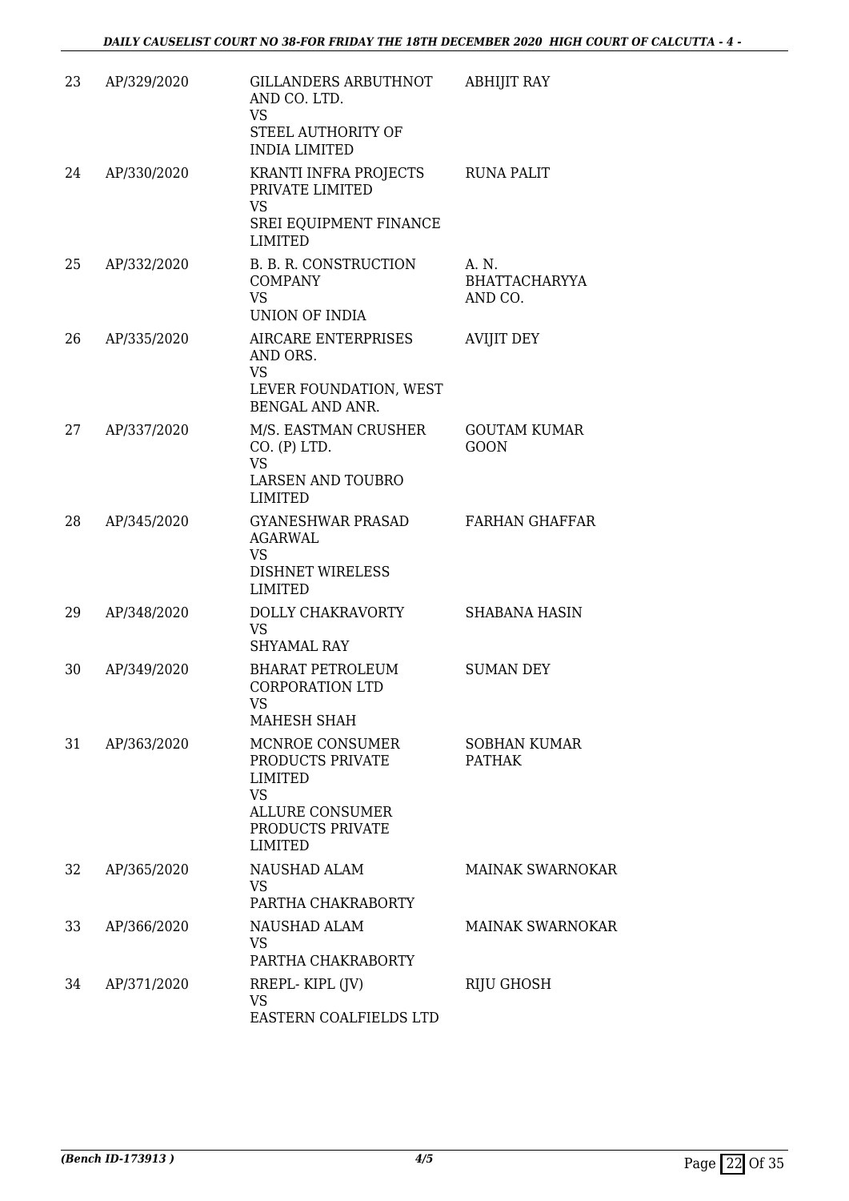| 23 | AP/329/2020 | GILLANDERS ARBUTHNOT AND CO. LTD.<br>VS<br>STEEL AUTHORITY OF INDIA LIMITED | ABHIJIT RAY |
|---|---|---|---|
| 24 | AP/330/2020 | KRANTI INFRA PROJECTS PRIVATE LIMITED<br>VS<br>SREI EQUIPMENT FINANCE LIMITED | RUNA PALIT |
| 25 | AP/332/2020 | B. B. R. CONSTRUCTION COMPANY<br>VS<br>UNION OF INDIA | A. N. BHATTACHARYYA AND CO. |
| 26 | AP/335/2020 | AIRCARE ENTERPRISES AND ORS.<br>VS<br>LEVER FOUNDATION, WEST BENGAL AND ANR. | AVIJIT DEY |
| 27 | AP/337/2020 | M/S. EASTMAN CRUSHER CO. (P) LTD.<br>VS<br>LARSEN AND TOUBRO LIMITED | GOUTAM KUMAR GOON |
| 28 | AP/345/2020 | GYANESHWAR PRASAD AGARWAL<br>VS<br>DISHNET WIRELESS LIMITED | FARHAN GHAFFAR |
| 29 | AP/348/2020 | DOLLY CHAKRAVORTY<br>VS<br>SHYAMAL RAY | SHABANA HASIN |
| 30 | AP/349/2020 | BHARAT PETROLEUM CORPORATION LTD<br>VS<br>MAHESH SHAH | SUMAN DEY |
| 31 | AP/363/2020 | MCNROE CONSUMER PRODUCTS PRIVATE LIMITED<br>VS<br>ALLURE CONSUMER PRODUCTS PRIVATE LIMITED | SOBHAN KUMAR PATHAK |
| 32 | AP/365/2020 | NAUSHAD ALAM<br>VS<br>PARTHA CHAKRABORTY | MAINAK SWARNOKAR |
| 33 | AP/366/2020 | NAUSHAD ALAM<br>VS<br>PARTHA CHAKRABORTY | MAINAK SWARNOKAR |
| 34 | AP/371/2020 | RREPL- KIPL (JV)<br>VS<br>EASTERN COALFIELDS LTD | RIJU GHOSH |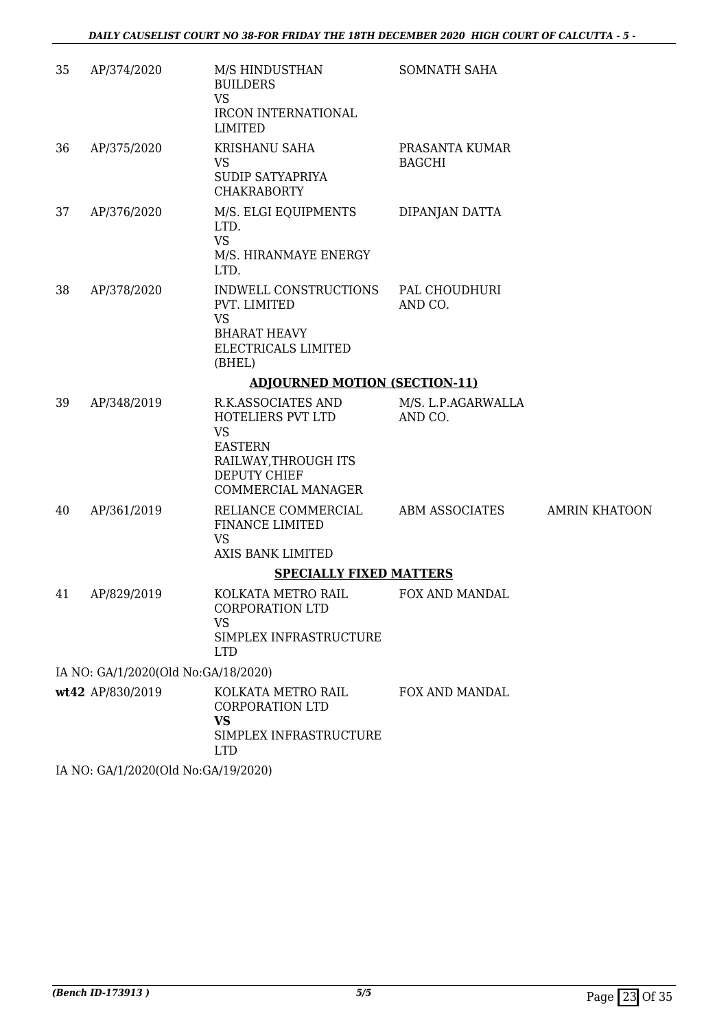| | | | | |
|---|---|---|---|---|
| 35 | AP/374/2020 | M/S HINDUSTHAN BUILDERS VS IRCON INTERNATIONAL LIMITED | SOMNATH SAHA | |
| 36 | AP/375/2020 | KRISHANU SAHA VS SUDIP SATYAPRIYA CHAKRABORTY | PRASANTA KUMAR BAGCHI | |
| 37 | AP/376/2020 | M/S. ELGI EQUIPMENTS LTD. VS M/S. HIRANMAYE ENERGY LTD. | DIPANJAN DATTA | |
| 38 | AP/378/2020 | INDWELL CONSTRUCTIONS PVT. LIMITED VS BHARAT HEAVY ELECTRICALS LIMITED (BHEL) | PAL CHOUDHURI AND CO. | |

**ADJOURNED MOTION (SECTION-11)**

| | | | | |
|---|---|---|---|---|
| 39 | AP/348/2019 | R.K.ASSOCIATES AND HOTELIERS PVT LTD VS EASTERN RAILWAY,THROUGH ITS DEPUTY CHIEF COMMERCIAL MANAGER | M/S. L.P.AGARWALLA AND CO. | |
| 40 | AP/361/2019 | RELIANCE COMMERCIAL FINANCE LIMITED VS AXIS BANK LIMITED | ABM ASSOCIATES | AMRIN KHATOON |

**SPECIALLY FIXED MATTERS**

| | | | | |
|---|---|---|---|---|
| 41 | AP/829/2019 | KOLKATA METRO RAIL CORPORATION LTD VS SIMPLEX INFRASTRUCTURE LTD | FOX AND MANDAL | |

IA NO: GA/1/2020(Old No:GA/18/2020)

| | | | | |
|---|---|---|---|---|
| **wt42** | AP/830/2019 | KOLKATA METRO RAIL CORPORATION LTD **VS** SIMPLEX INFRASTRUCTURE LTD | FOX AND MANDAL | |

IA NO: GA/1/2020(Old No:GA/19/2020)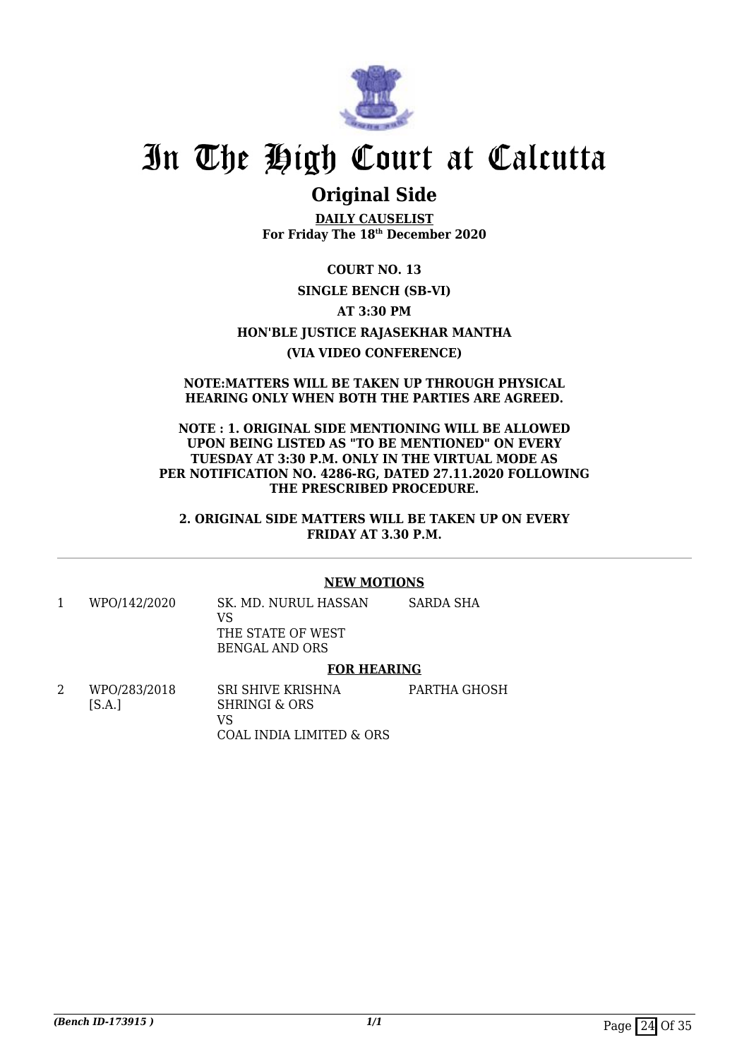# In The High Court at Calcutta

## Original Side

**DAILY CAUSELIST**
**For Friday The 18th December 2020**

**COURT NO. 13**

**SINGLE BENCH (SB-VI)**

**AT 3:30 PM**

**HON'BLE JUSTICE RAJASEKHAR MANTHA**

**(VIA VIDEO CONFERENCE)**

**NOTE:MATTERS WILL BE TAKEN UP THROUGH PHYSICAL HEARING ONLY WHEN BOTH THE PARTIES ARE AGREED.**

**NOTE : 1. ORIGINAL SIDE MENTIONING WILL BE ALLOWED UPON BEING LISTED AS "TO BE MENTIONED" ON EVERY TUESDAY AT 3:30 P.M. ONLY IN THE VIRTUAL MODE AS PER NOTIFICATION NO. 4286-RG, DATED 27.11.2020 FOLLOWING THE PRESCRIBED PROCEDURE.**

**2. ORIGINAL SIDE MATTERS WILL BE TAKEN UP ON EVERY FRIDAY AT 3.30 P.M.**

---

**NEW MOTIONS**

| | | | |
|---|---|---|---|
| 1 | WPO/142/2020 | SK. MD. NURUL HASSAN<br>VS<br>THE STATE OF WEST BENGAL AND ORS | SARDA SHA |

**FOR HEARING**

| | | | |
|---|---|---|---|
| 2 | WPO/283/2018<br>[S.A.] | SRI SHIVE KRISHNA SHRINGI & ORS<br>VS<br>COAL INDIA LIMITED & ORS | PARTHA GHOSH |

*(Bench ID-173915 )*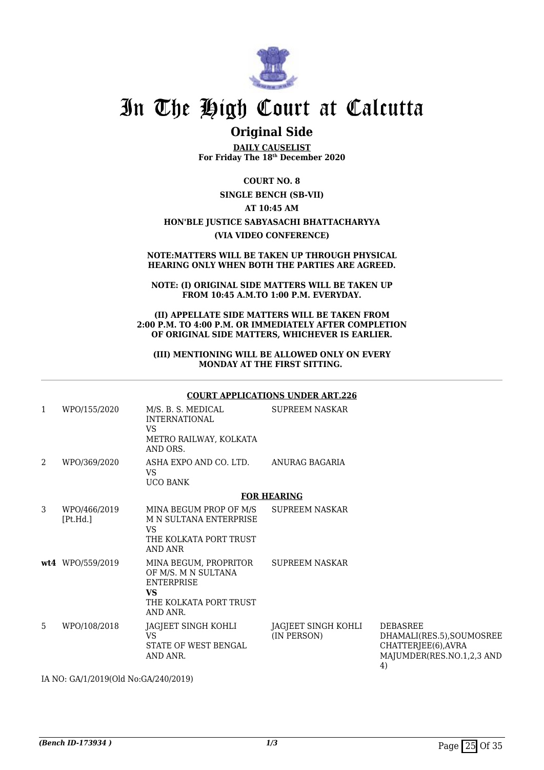# In The High Court at Calcutta

## Original Side

**DAILY CAUSELIST**
**For Friday The 18th December 2020**

**COURT NO. 8**

**SINGLE BENCH (SB-VII)**

**AT 10:45 AM**

**HON'BLE JUSTICE SABYASACHI BHATTACHARYYA**

**(VIA VIDEO CONFERENCE)**

**NOTE:MATTERS WILL BE TAKEN UP THROUGH PHYSICAL HEARING ONLY WHEN BOTH THE PARTIES ARE AGREED.**

**NOTE: (I) ORIGINAL SIDE MATTERS WILL BE TAKEN UP FROM 10:45 A.M.TO 1:00 P.M. EVERYDAY.**

**(II) APPELLATE SIDE MATTERS WILL BE TAKEN FROM 2:00 P.M. TO 4:00 P.M. OR IMMEDIATELY AFTER COMPLETION OF ORIGINAL SIDE MATTERS, WHICHEVER IS EARLIER.**

**(III) MENTIONING WILL BE ALLOWED ONLY ON EVERY MONDAY AT THE FIRST SITTING.**

**COURT APPLICATIONS UNDER ART.226**

| | | | | |
|---|---|---|---|---|
| 1 | WPO/155/2020 | M/S. B. S. MEDICAL INTERNATIONAL VS METRO RAILWAY, KOLKATA AND ORS. | SUPREEM NASKAR | |
| 2 | WPO/369/2020 | ASHA EXPO AND CO. LTD. VS UCO BANK | ANURAG BAGARIA | |

**FOR HEARING**

| | | | | |
|---|---|---|---|---|
| 3 | WPO/466/2019 [Pt.Hd.] | MINA BEGUM PROP OF M/S M N SULTANA ENTERPRISE VS THE KOLKATA PORT TRUST AND ANR | SUPREEM NASKAR | |
| **wt4** | WPO/559/2019 | MINA BEGUM, PROPRITOR OF M/S. M N SULTANA ENTERPRISE **VS** THE KOLKATA PORT TRUST AND ANR. | SUPREEM NASKAR | |
| 5 | WPO/108/2018 | JAGJEET SINGH KOHLI VS STATE OF WEST BENGAL AND ANR. | JAGJEET SINGH KOHLI (IN PERSON) | DEBASREE DHAMALI(RES.5),SOUMOSREE CHATTERJEE(6),AVRA MAJUMDER(RES.NO.1,2,3 AND 4) |

IA NO: GA/1/2019(Old No:GA/240/2019)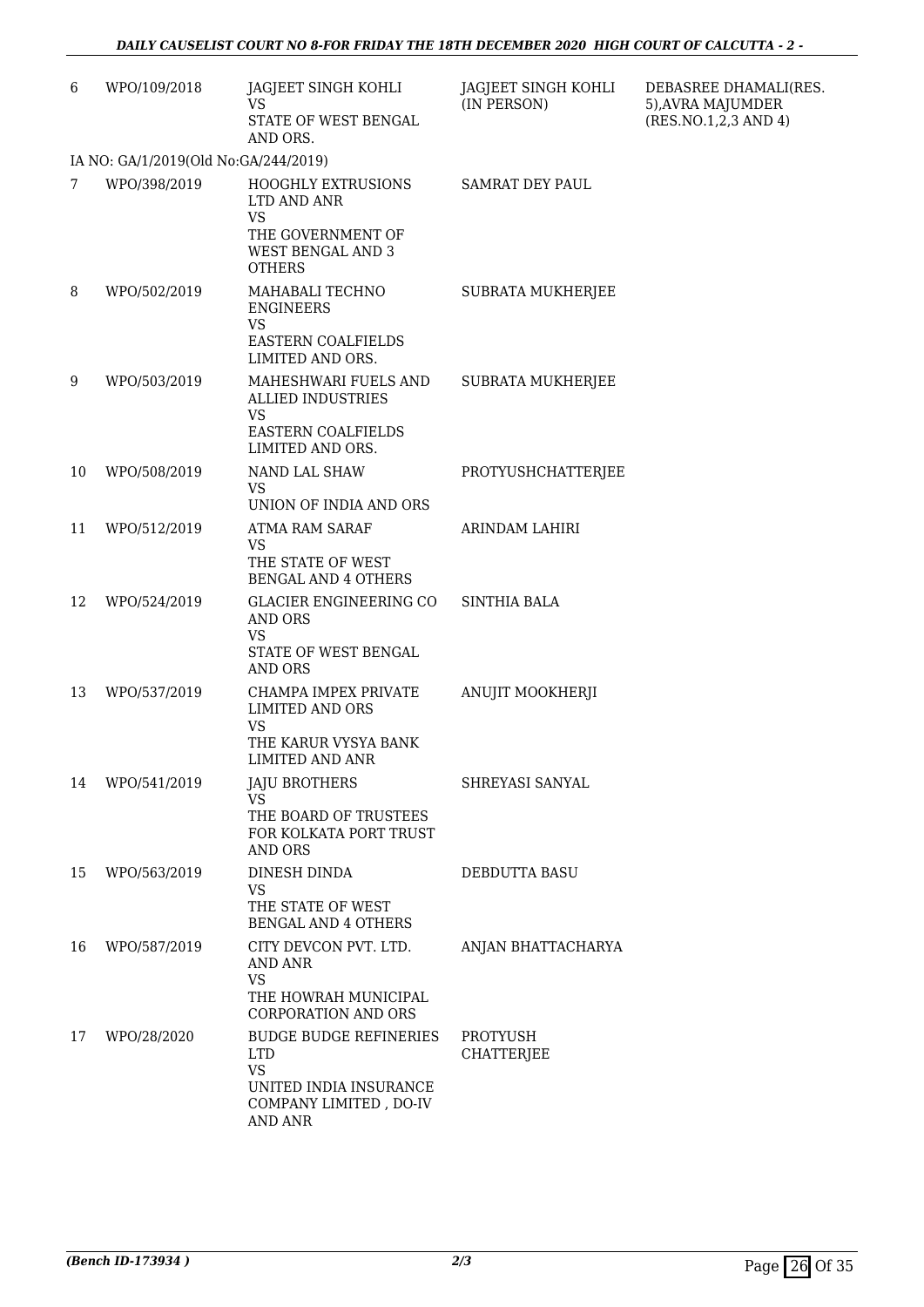| | | | | |
|---|---|---|---|---|
| 6 | WPO/109/2018 | JAGJEET SINGH KOHLI<br>VS<br>STATE OF WEST BENGAL AND ORS. | JAGJEET SINGH KOHLI (IN PERSON) | DEBASREE DHAMALI(RES. 5),AVRA MAJUMDER (RES.NO.1,2,3 AND 4) |
| | IA NO: GA/1/2019(Old No:GA/244/2019) | | | |
| 7 | WPO/398/2019 | HOOGHLY EXTRUSIONS LTD AND ANR<br>VS<br>THE GOVERNMENT OF WEST BENGAL AND 3 OTHERS | SAMRAT DEY PAUL | |
| 8 | WPO/502/2019 | MAHABALI TECHNO ENGINEERS<br>VS<br>EASTERN COALFIELDS LIMITED AND ORS. | SUBRATA MUKHERJEE | |
| 9 | WPO/503/2019 | MAHESHWARI FUELS AND ALLIED INDUSTRIES<br>VS<br>EASTERN COALFIELDS LIMITED AND ORS. | SUBRATA MUKHERJEE | |
| 10 | WPO/508/2019 | NAND LAL SHAW<br>VS<br>UNION OF INDIA AND ORS | PROTYUSHCHATTERJEE | |
| 11 | WPO/512/2019 | ATMA RAM SARAF<br>VS<br>THE STATE OF WEST BENGAL AND 4 OTHERS | ARINDAM LAHIRI | |
| 12 | WPO/524/2019 | GLACIER ENGINEERING CO AND ORS<br>VS<br>STATE OF WEST BENGAL AND ORS | SINTHIA BALA | |
| 13 | WPO/537/2019 | CHAMPA IMPEX PRIVATE LIMITED AND ORS<br>VS<br>THE KARUR VYSYA BANK LIMITED AND ANR | ANUJIT MOOKHERJI | |
| 14 | WPO/541/2019 | JAJU BROTHERS<br>VS<br>THE BOARD OF TRUSTEES FOR KOLKATA PORT TRUST AND ORS | SHREYASI SANYAL | |
| 15 | WPO/563/2019 | DINESH DINDA<br>VS<br>THE STATE OF WEST BENGAL AND 4 OTHERS | DEBDUTTA BASU | |
| 16 | WPO/587/2019 | CITY DEVCON PVT. LTD. AND ANR<br>VS<br>THE HOWRAH MUNICIPAL CORPORATION AND ORS | ANJAN BHATTACHARYA | |
| 17 | WPO/28/2020 | BUDGE BUDGE REFINERIES LTD<br>VS<br>UNITED INDIA INSURANCE COMPANY LIMITED , DO-IV AND ANR | PROTYUSH CHATTERJEE | |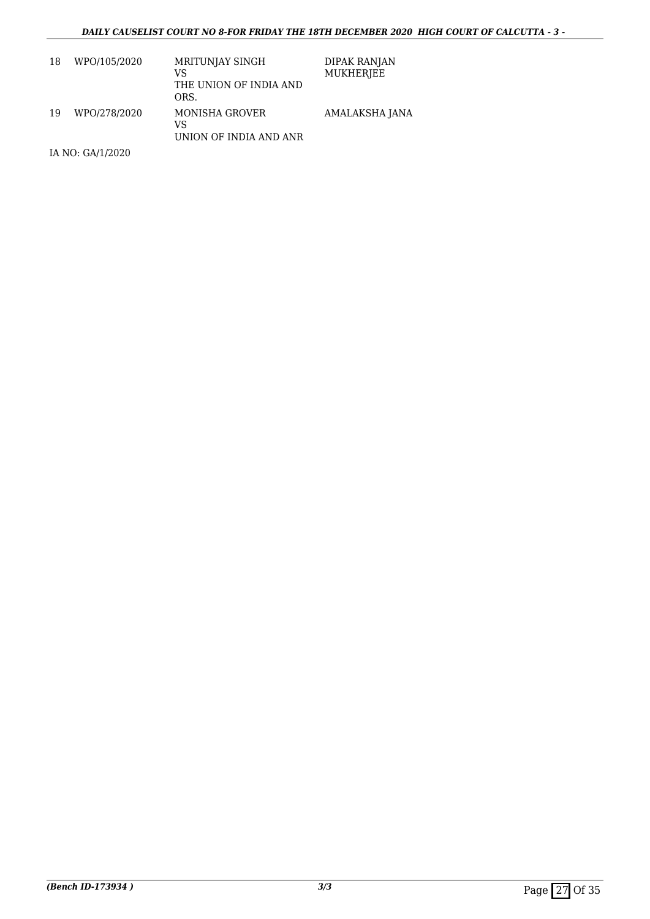| 18 | WPO/105/2020 | MRITUNJAY SINGH<br>VS<br>THE UNION OF INDIA AND ORS. | DIPAK RANJAN MUKHERJEE |
|---|---|---|---|
| 19 | WPO/278/2020 | MONISHA GROVER<br>VS<br>UNION OF INDIA AND ANR | AMALAKSHA JANA |

IA NO: GA/1/2020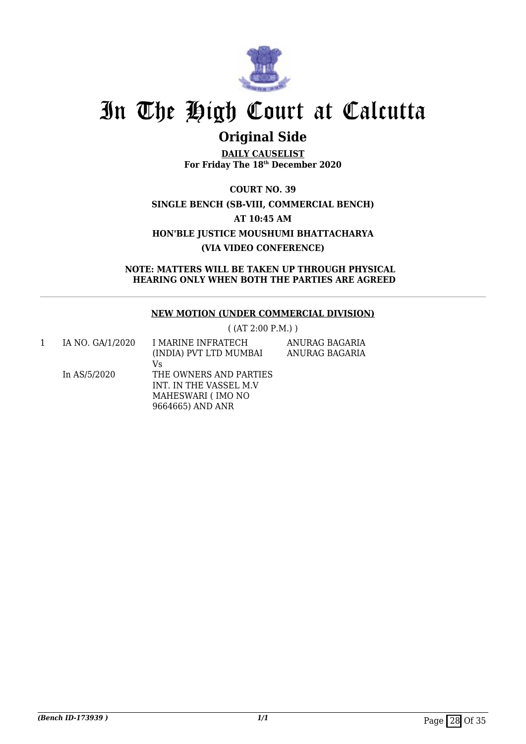# In The High Court at Calcutta

## Original Side

**DAILY CAUSELIST**
**For Friday The 18th December 2020**

**COURT NO. 39**

**SINGLE BENCH (SB-VIII, COMMERCIAL BENCH)**

**AT 10:45 AM**

**HON'BLE JUSTICE MOUSHUMI BHATTACHARYA**

**(VIA VIDEO CONFERENCE)**

**NOTE: MATTERS WILL BE TAKEN UP THROUGH PHYSICAL HEARING ONLY WHEN BOTH THE PARTIES ARE AGREED**

---

**NEW MOTION (UNDER COMMERCIAL DIVISION)**

( (AT 2:00 P.M.) )

| | | | |
|---|---|---|---|
| 1 | IA NO. GA/1/2020<br>In AS/5/2020 | I MARINE INFRATECH (INDIA) PVT LTD MUMBAI<br>Vs<br>THE OWNERS AND PARTIES INT. IN THE VASSEL M.V MAHESWARI ( IMO NO 9664665) AND ANR | ANURAG BAGARIA<br>ANURAG BAGARIA |

*(Bench ID-173939 )*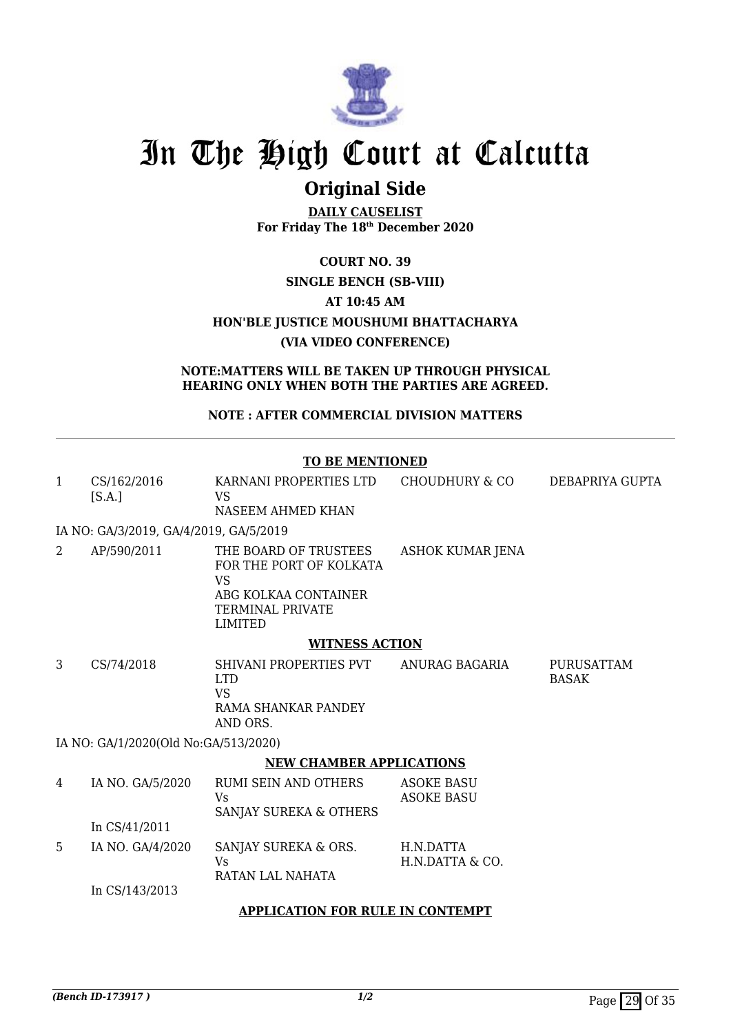# In The High Court at Calcutta

## Original Side

**DAILY CAUSELIST**
**For Friday The 18th December 2020**

**COURT NO. 39**

**SINGLE BENCH (SB-VIII)**

**AT 10:45 AM**

**HON'BLE JUSTICE MOUSHUMI BHATTACHARYA**

**(VIA VIDEO CONFERENCE)**

**NOTE:MATTERS WILL BE TAKEN UP THROUGH PHYSICAL HEARING ONLY WHEN BOTH THE PARTIES ARE AGREED.**

**NOTE : AFTER COMMERCIAL DIVISION MATTERS**

**TO BE MENTIONED**

| | | | | |
|---|---|---|---|---|
| 1 | CS/162/2016 [S.A.] | KARNANI PROPERTIES LTD VS NASEEM AHMED KHAN | CHOUDHURY & CO | DEBAPRIYA GUPTA |
| | IA NO: GA/3/2019, GA/4/2019, GA/5/2019 | | | |
| 2 | AP/590/2011 | THE BOARD OF TRUSTEES FOR THE PORT OF KOLKATA VS ABG KOLKAA CONTAINER TERMINAL PRIVATE LIMITED | ASHOK KUMAR JENA | |

**WITNESS ACTION**

| | | | | |
|---|---|---|---|---|
| 3 | CS/74/2018 | SHIVANI PROPERTIES PVT LTD VS RAMA SHANKAR PANDEY AND ORS. | ANURAG BAGARIA | PURUSATTAM BASAK |
| | IA NO: GA/1/2020(Old No:GA/513/2020) | | | |

**NEW CHAMBER APPLICATIONS**

| | | | |
|---|---|---|---|
| 4 | IA NO. GA/5/2020 In CS/41/2011 | RUMI SEIN AND OTHERS Vs SANJAY SUREKA & OTHERS | ASOKE BASU ASOKE BASU |
| 5 | IA NO. GA/4/2020 In CS/143/2013 | SANJAY SUREKA & ORS. Vs RATAN LAL NAHATA | H.N.DATTA H.N.DATTA & CO. |

**APPLICATION FOR RULE IN CONTEMPT**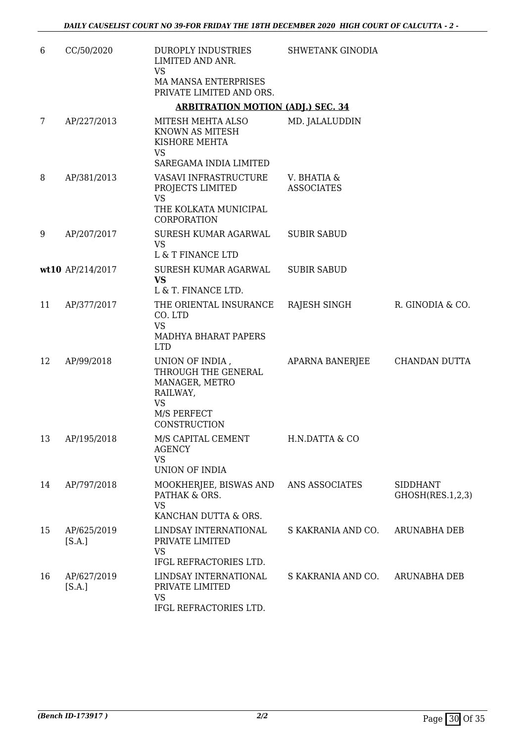| | | | | |
|---|---|---|---|---|
| 6 | CC/50/2020 | DUROPLY INDUSTRIES LIMITED AND ANR.<br>VS<br>MA MANSA ENTERPRISES PRIVATE LIMITED AND ORS. | SHWETANK GINODIA | |

**ARBITRATION MOTION (ADJ.) SEC. 34**

| | | | | |
|---|---|---|---|---|
| 7 | AP/227/2013 | MITESH MEHTA ALSO KNOWN AS MITESH KISHORE MEHTA<br>VS<br>SAREGAMA INDIA LIMITED | MD. JALALUDDIN | |
| 8 | AP/381/2013 | VASAVI INFRASTRUCTURE PROJECTS LIMITED<br>VS<br>THE KOLKATA MUNICIPAL CORPORATION | V. BHATIA & ASSOCIATES | |
| 9 | AP/207/2017 | SURESH KUMAR AGARWAL<br>VS<br>L & T FINANCE LTD | SUBIR SABUD | |
| **wt10** | AP/214/2017 | SURESH KUMAR AGARWAL<br>**VS**<br>L & T. FINANCE LTD. | SUBIR SABUD | |
| 11 | AP/377/2017 | THE ORIENTAL INSURANCE CO. LTD<br>VS<br>MADHYA BHARAT PAPERS LTD | RAJESH SINGH | R. GINODIA & CO. |
| 12 | AP/99/2018 | UNION OF INDIA , THROUGH THE GENERAL MANAGER, METRO RAILWAY,<br>VS<br>M/S PERFECT CONSTRUCTION | APARNA BANERJEE | CHANDAN DUTTA |
| 13 | AP/195/2018 | M/S CAPITAL CEMENT AGENCY<br>VS<br>UNION OF INDIA | H.N.DATTA & CO | |
| 14 | AP/797/2018 | MOOKHERJEE, BISWAS AND PATHAK & ORS.<br>VS<br>KANCHAN DUTTA & ORS. | ANS ASSOCIATES | SIDDHANT GHOSH(RES.1,2,3) |
| 15 | AP/625/2019 [S.A.] | LINDSAY INTERNATIONAL PRIVATE LIMITED<br>VS<br>IFGL REFRACTORIES LTD. | S KAKRANIA AND CO. | ARUNABHA DEB |
| 16 | AP/627/2019 [S.A.] | LINDSAY INTERNATIONAL PRIVATE LIMITED<br>VS<br>IFGL REFRACTORIES LTD. | S KAKRANIA AND CO. | ARUNABHA DEB |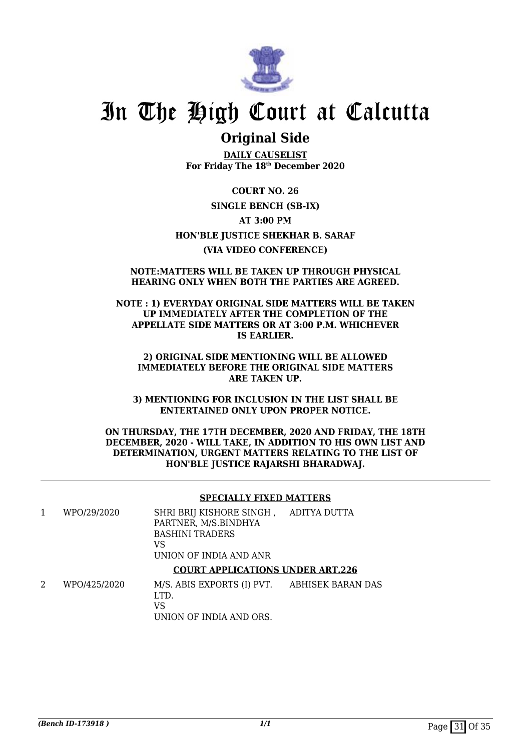# In The High Court at Calcutta

## Original Side

**DAILY CAUSELIST**
**For Friday The 18th December 2020**

**COURT NO. 26**

**SINGLE BENCH (SB-IX)**

**AT 3:00 PM**

**HON'BLE JUSTICE SHEKHAR B. SARAF**

**(VIA VIDEO CONFERENCE)**

**NOTE:MATTERS WILL BE TAKEN UP THROUGH PHYSICAL HEARING ONLY WHEN BOTH THE PARTIES ARE AGREED.**

**NOTE : 1) EVERYDAY ORIGINAL SIDE MATTERS WILL BE TAKEN UP IMMEDIATELY AFTER THE COMPLETION OF THE APPELLATE SIDE MATTERS OR AT 3:00 P.M. WHICHEVER IS EARLIER.**

**2) ORIGINAL SIDE MENTIONING WILL BE ALLOWED IMMEDIATELY BEFORE THE ORIGINAL SIDE MATTERS ARE TAKEN UP.**

**3) MENTIONING FOR INCLUSION IN THE LIST SHALL BE ENTERTAINED ONLY UPON PROPER NOTICE.**

**ON THURSDAY, THE 17TH DECEMBER, 2020 AND FRIDAY, THE 18TH DECEMBER, 2020 - WILL TAKE, IN ADDITION TO HIS OWN LIST AND DETERMINATION, URGENT MATTERS RELATING TO THE LIST OF HON'BLE JUSTICE RAJARSHI BHARADWAJ.**

**SPECIALLY FIXED MATTERS**

| | | | |
|---|---|---|---|
| 1 | WPO/29/2020 | SHRI BRIJ KISHORE SINGH , PARTNER, M/S.BINDHYA BASHINI TRADERS<br>VS<br>UNION OF INDIA AND ANR | ADITYA DUTTA |

**COURT APPLICATIONS UNDER ART.226**

| | | | |
|---|---|---|---|
| 2 | WPO/425/2020 | M/S. ABIS EXPORTS (I) PVT. LTD.<br>VS<br>UNION OF INDIA AND ORS. | ABHISEK BARAN DAS |

*(Bench ID-173918 )*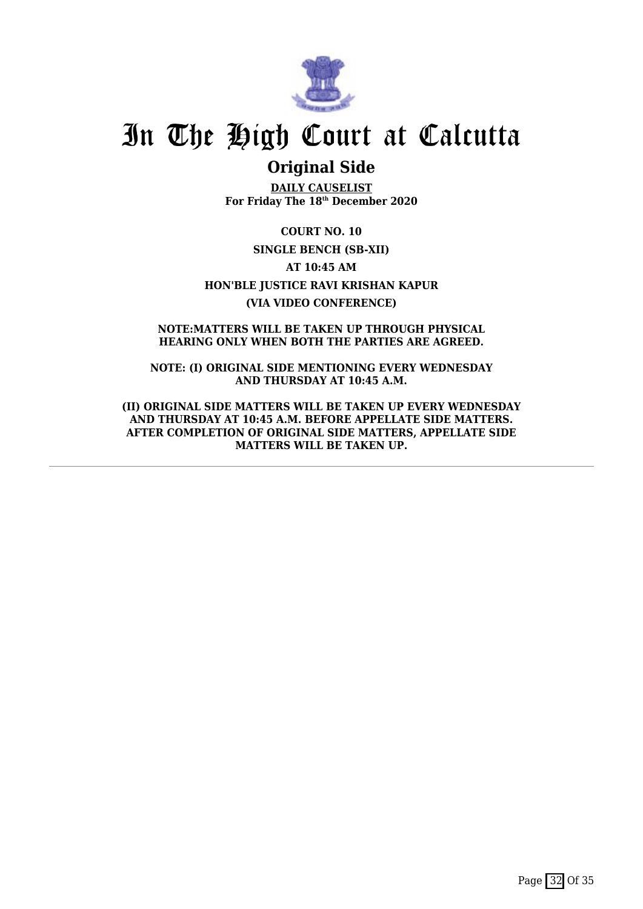# In The High Court at Calcutta

## Original Side

**DAILY CAUSELIST**
**For Friday The 18th December 2020**

**COURT NO. 10**

**SINGLE BENCH (SB-XII)**

**AT 10:45 AM**

**HON'BLE JUSTICE RAVI KRISHAN KAPUR**

**(VIA VIDEO CONFERENCE)**

**NOTE:MATTERS WILL BE TAKEN UP THROUGH PHYSICAL HEARING ONLY WHEN BOTH THE PARTIES ARE AGREED.**

**NOTE: (I) ORIGINAL SIDE MENTIONING EVERY WEDNESDAY AND THURSDAY AT 10:45 A.M.**

**(II) ORIGINAL SIDE MATTERS WILL BE TAKEN UP EVERY WEDNESDAY AND THURSDAY AT 10:45 A.M. BEFORE APPELLATE SIDE MATTERS. AFTER COMPLETION OF ORIGINAL SIDE MATTERS, APPELLATE SIDE MATTERS WILL BE TAKEN UP.**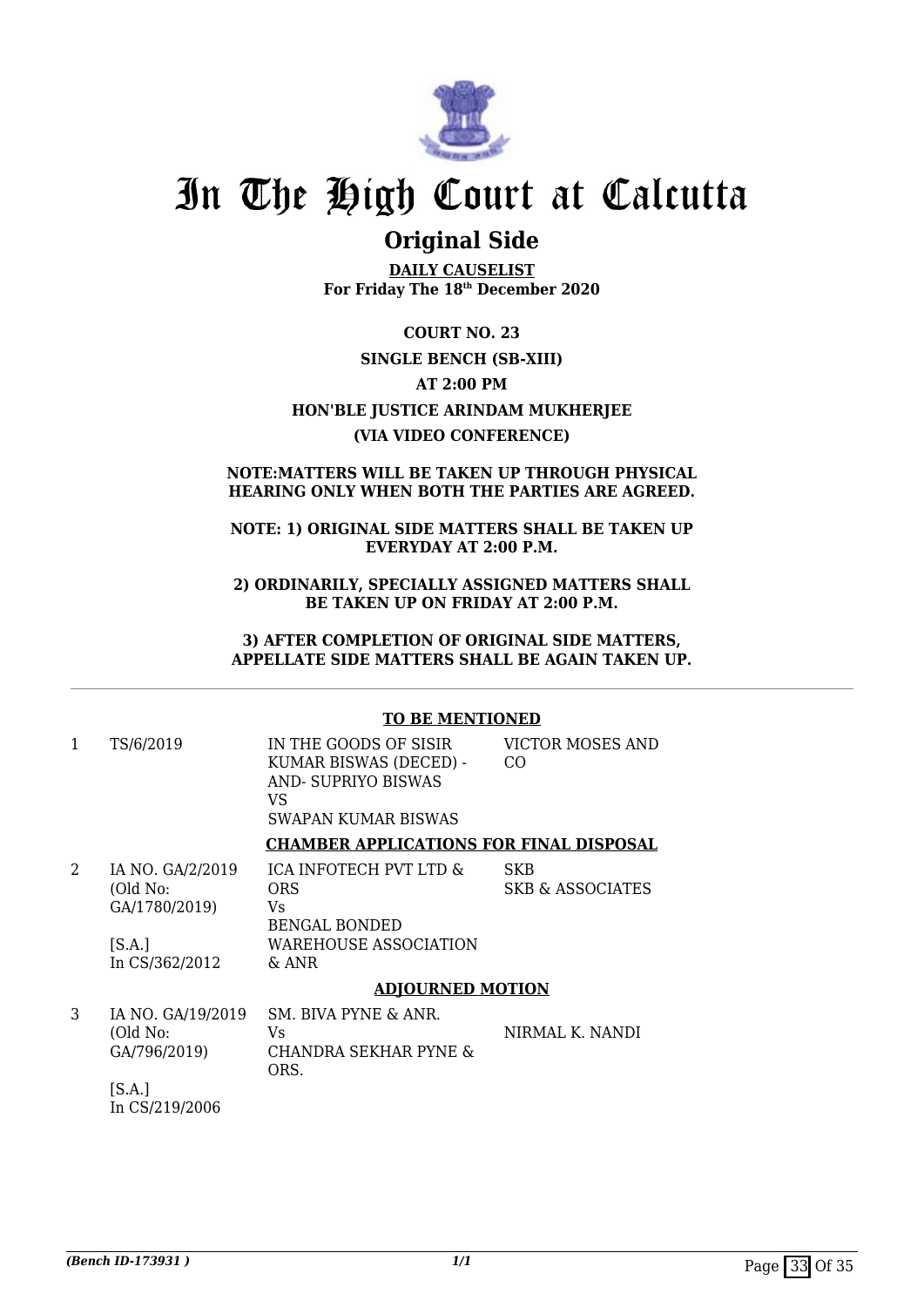# In The High Court at Calcutta

## Original Side

**DAILY CAUSELIST**
**For Friday The 18th December 2020**

**COURT NO. 23**

**SINGLE BENCH (SB-XIII)**

**AT 2:00 PM**

**HON'BLE JUSTICE ARINDAM MUKHERJEE**

**(VIA VIDEO CONFERENCE)**

**NOTE:MATTERS WILL BE TAKEN UP THROUGH PHYSICAL HEARING ONLY WHEN BOTH THE PARTIES ARE AGREED.**

**NOTE: 1) ORIGINAL SIDE MATTERS SHALL BE TAKEN UP EVERYDAY AT 2:00 P.M.**

**2) ORDINARILY, SPECIALLY ASSIGNED MATTERS SHALL BE TAKEN UP ON FRIDAY AT 2:00 P.M.**

**3) AFTER COMPLETION OF ORIGINAL SIDE MATTERS, APPELLATE SIDE MATTERS SHALL BE AGAIN TAKEN UP.**

---

**TO BE MENTIONED**

| | | | |
|---|---|---|---|
| 1 | TS/6/2019 | IN THE GOODS OF SISIR KUMAR BISWAS (DECED) -AND- SUPRIYO BISWAS VS SWAPAN KUMAR BISWAS | VICTOR MOSES AND CO |

**CHAMBER APPLICATIONS FOR FINAL DISPOSAL**

| | | | |
|---|---|---|---|
| 2 | IA NO. GA/2/2019 (Old No: GA/1780/2019) [S.A.] In CS/362/2012 | ICA INFOTECH PVT LTD & ORS Vs BENGAL BONDED WAREHOUSE ASSOCIATION & ANR | SKB SKB & ASSOCIATES |

**ADJOURNED MOTION**

| | | | |
|---|---|---|---|
| 3 | IA NO. GA/19/2019 (Old No: GA/796/2019) [S.A.] In CS/219/2006 | SM. BIVA PYNE & ANR. Vs CHANDRA SEKHAR PYNE & ORS. | NIRMAL K. NANDI |

*(Bench ID-173931 )*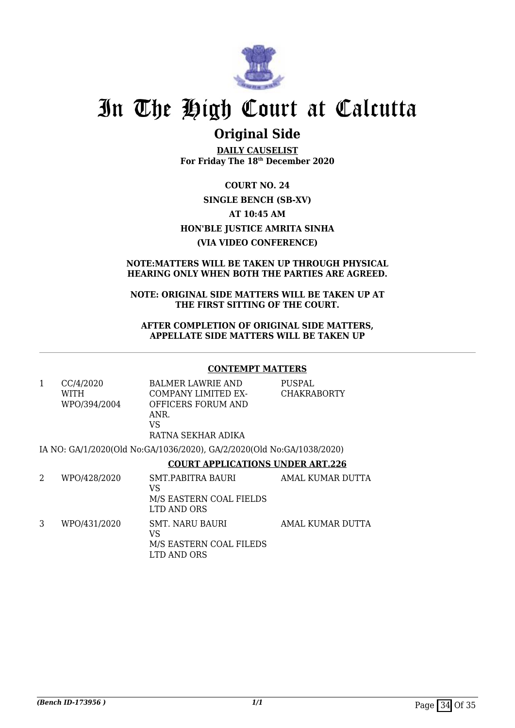# In The High Court at Calcutta

## Original Side

**DAILY CAUSELIST**
**For Friday The 18th December 2020**

**COURT NO. 24**

**SINGLE BENCH (SB-XV)**

**AT 10:45 AM**

**HON'BLE JUSTICE AMRITA SINHA**

**(VIA VIDEO CONFERENCE)**

**NOTE:MATTERS WILL BE TAKEN UP THROUGH PHYSICAL HEARING ONLY WHEN BOTH THE PARTIES ARE AGREED.**

**NOTE: ORIGINAL SIDE MATTERS WILL BE TAKEN UP AT THE FIRST SITTING OF THE COURT.**

**AFTER COMPLETION OF ORIGINAL SIDE MATTERS, APPELLATE SIDE MATTERS WILL BE TAKEN UP**

---

**CONTEMPT MATTERS**

| | | | |
|---|---|---|---|
| 1 | CC/4/2020 WITH WPO/394/2004 | BALMER LAWRIE AND COMPANY LIMITED EX-OFFICERS FORUM AND ANR. VS RATNA SEKHAR ADIKA | PUSPAL CHAKRABORTY |

IA NO: GA/1/2020(Old No:GA/1036/2020), GA/2/2020(Old No:GA/1038/2020)

**COURT APPLICATIONS UNDER ART.226**

| | | | |
|---|---|---|---|
| 2 | WPO/428/2020 | SMT.PABITRA BAURI VS M/S EASTERN COAL FIELDS LTD AND ORS | AMAL KUMAR DUTTA |
| 3 | WPO/431/2020 | SMT. NARU BAURI VS M/S EASTERN COAL FILEDS LTD AND ORS | AMAL KUMAR DUTTA |

*(Bench ID-173956 )*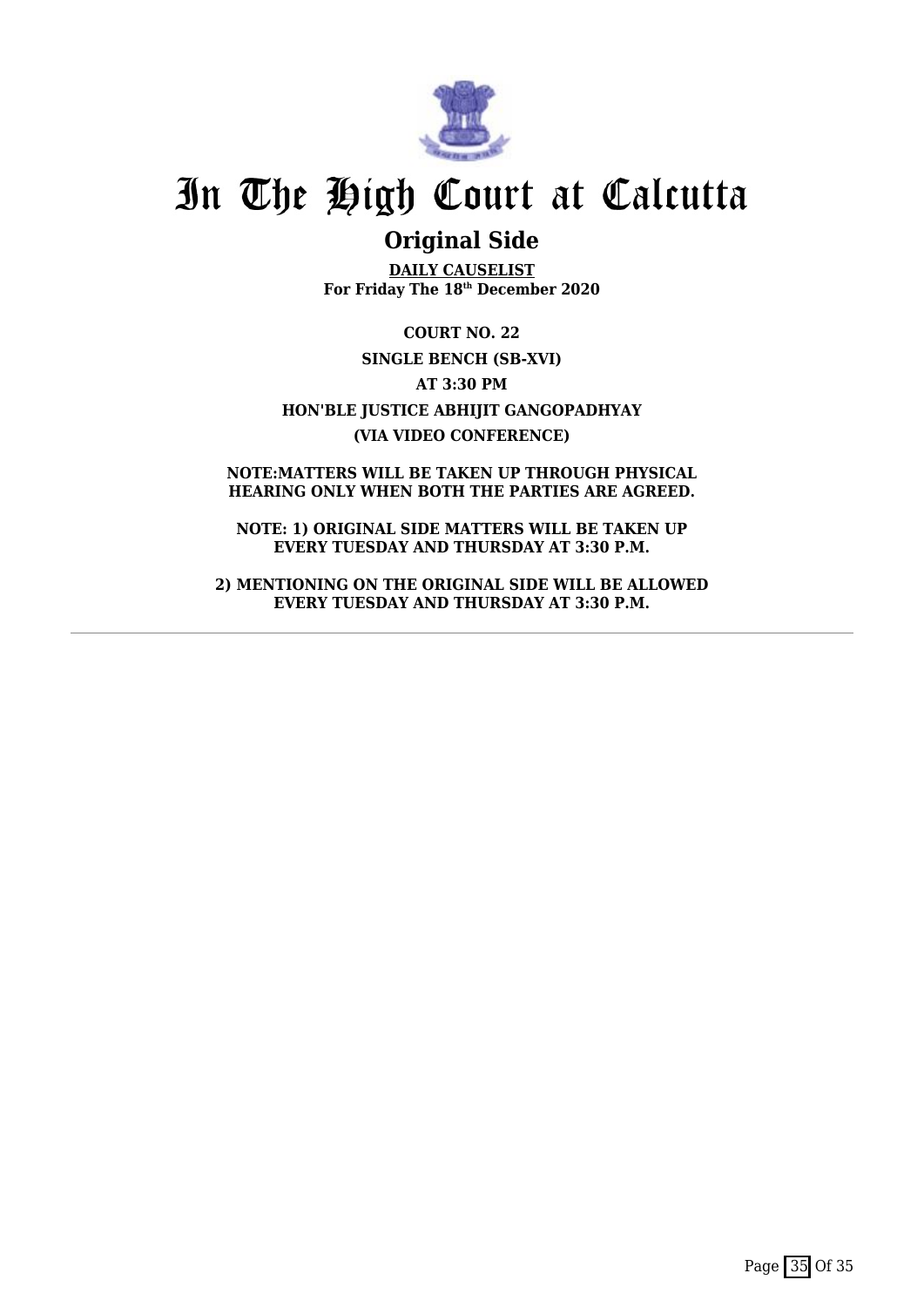# In The High Court at Calcutta

## Original Side

**DAILY CAUSELIST**
**For Friday The 18th December 2020**

**COURT NO. 22**

**SINGLE BENCH (SB-XVI)**

**AT 3:30 PM**

**HON'BLE JUSTICE ABHIJIT GANGOPADHYAY**

**(VIA VIDEO CONFERENCE)**

**NOTE:MATTERS WILL BE TAKEN UP THROUGH PHYSICAL HEARING ONLY WHEN BOTH THE PARTIES ARE AGREED.**

**NOTE: 1) ORIGINAL SIDE MATTERS WILL BE TAKEN UP EVERY TUESDAY AND THURSDAY AT 3:30 P.M.**

**2) MENTIONING ON THE ORIGINAL SIDE WILL BE ALLOWED EVERY TUESDAY AND THURSDAY AT 3:30 P.M.**